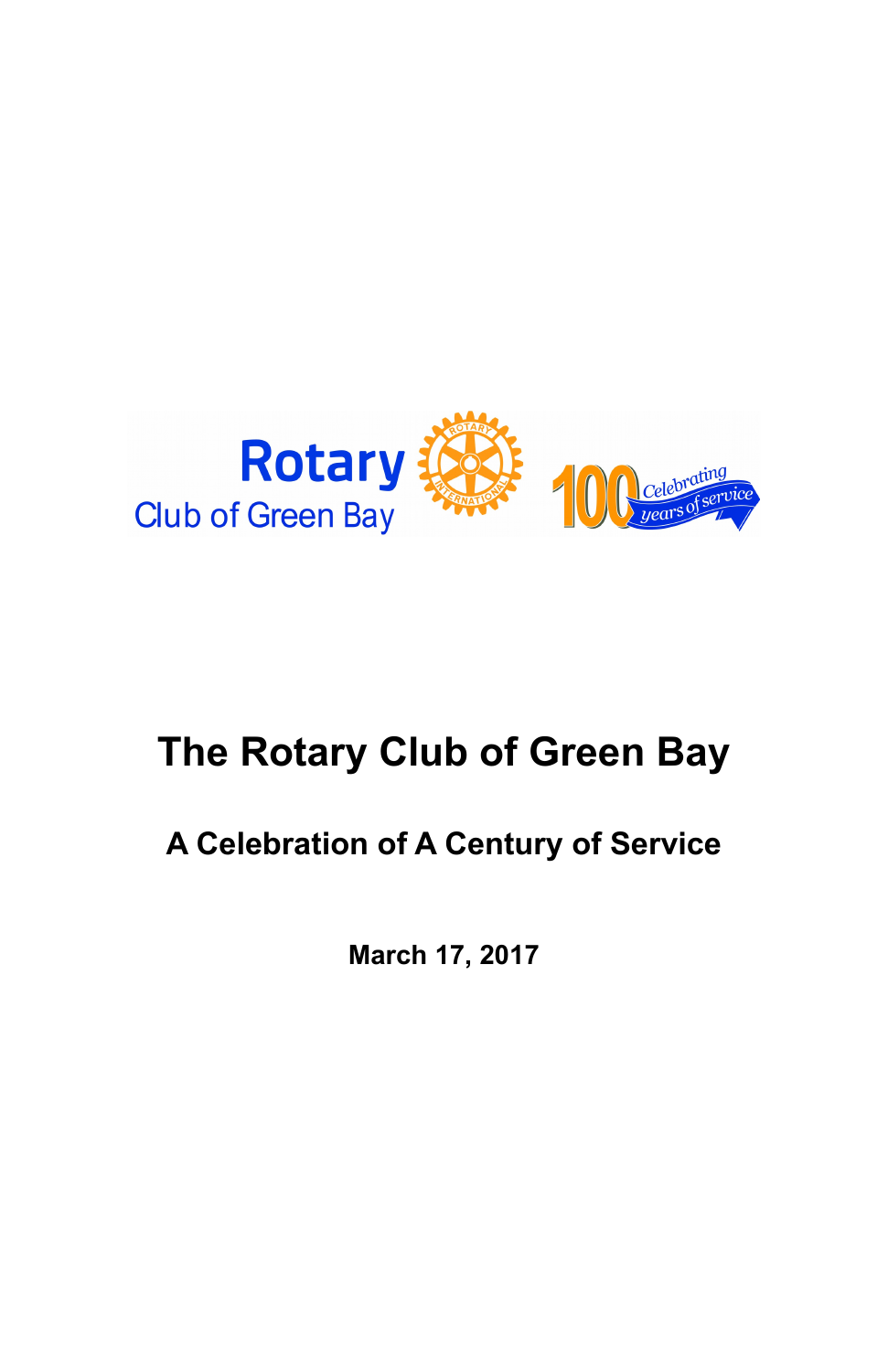Rotary Club of Green Bay

100 Celebrating years of service

# The Rotary Club of Green Bay

## A Celebration of A Century of Service

**March 17, 2017**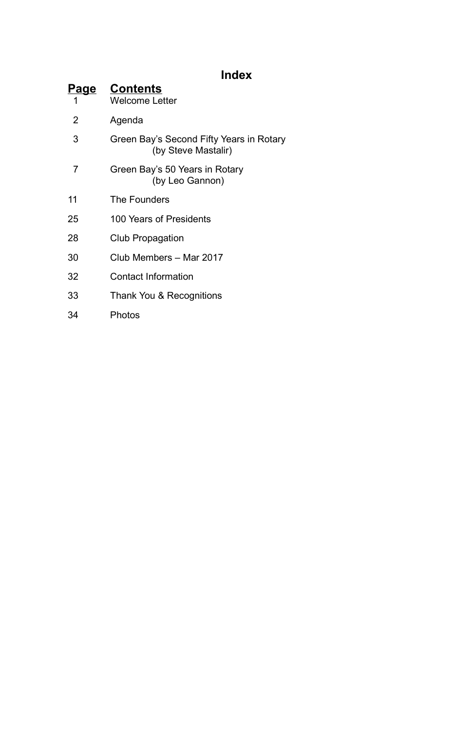# Index

| Page | Contents |
|---|---|
| 1 | Welcome Letter |
| 2 | Agenda |
| 3 | Green Bay's Second Fifty Years in Rotary (by Steve Mastalir) |
| 7 | Green Bay's 50 Years in Rotary (by Leo Gannon) |
| 11 | The Founders |
| 25 | 100 Years of Presidents |
| 28 | Club Propagation |
| 30 | Club Members – Mar 2017 |
| 32 | Contact Information |
| 33 | Thank You & Recognitions |
| 34 | Photos |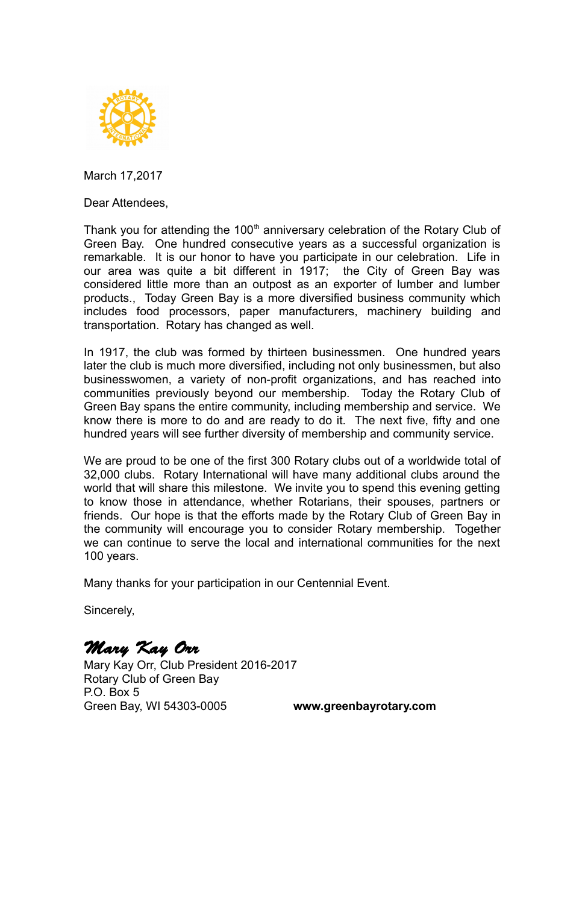March 17,2017

Dear Attendees,

Thank you for attending the 100th anniversary celebration of the Rotary Club of Green Bay. One hundred consecutive years as a successful organization is remarkable. It is our honor to have you participate in our celebration. Life in our area was quite a bit different in 1917; the City of Green Bay was considered little more than an outpost as an exporter of lumber and lumber products., Today Green Bay is a more diversified business community which includes food processors, paper manufacturers, machinery building and transportation. Rotary has changed as well.

In 1917, the club was formed by thirteen businessmen. One hundred years later the club is much more diversified, including not only businessmen, but also businesswomen, a variety of non-profit organizations, and has reached into communities previously beyond our membership. Today the Rotary Club of Green Bay spans the entire community, including membership and service. We know there is more to do and are ready to do it. The next five, fifty and one hundred years will see further diversity of membership and community service.

We are proud to be one of the first 300 Rotary clubs out of a worldwide total of 32,000 clubs. Rotary International will have many additional clubs around the world that will share this milestone. We invite you to spend this evening getting to know those in attendance, whether Rotarians, their spouses, partners or friends. Our hope is that the efforts made by the Rotary Club of Green Bay in the community will encourage you to consider Rotary membership. Together we can continue to serve the local and international communities for the next 100 years.

Many thanks for your participation in our Centennial Event.

Sincerely,

*Mary Kay Orr*

Mary Kay Orr, Club President 2016-2017
Rotary Club of Green Bay
P.O. Box 5
Green Bay, WI 54303-0005

**www.greenbayrotary.com**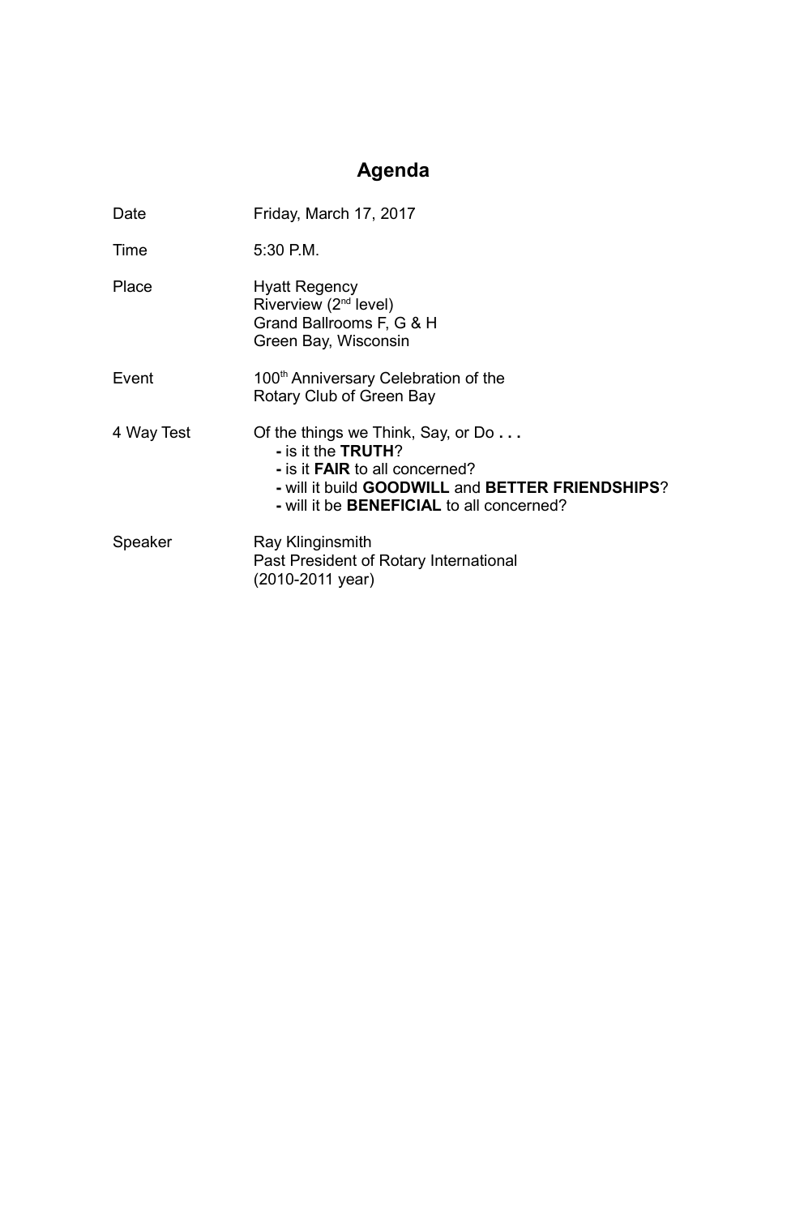# Agenda

| | |
|---|---|
| Date | Friday, March 17, 2017 |
| Time | 5:30 P.M. |
| Place | Hyatt Regency<br>Riverview (2nd level)<br>Grand Ballrooms F, G & H<br>Green Bay, Wisconsin |
| Event | 100th Anniversary Celebration of the<br>Rotary Club of Green Bay |
| 4 Way Test | Of the things we Think, Say, or Do . . .<br>- is it the **TRUTH**?<br>- is it **FAIR** to all concerned?<br>- will it build **GOODWILL** and **BETTER FRIENDSHIPS**?<br>- will it be **BENEFICIAL** to all concerned? |
| Speaker | Ray Klinginsmith<br>Past President of Rotary International<br>(2010-2011 year) |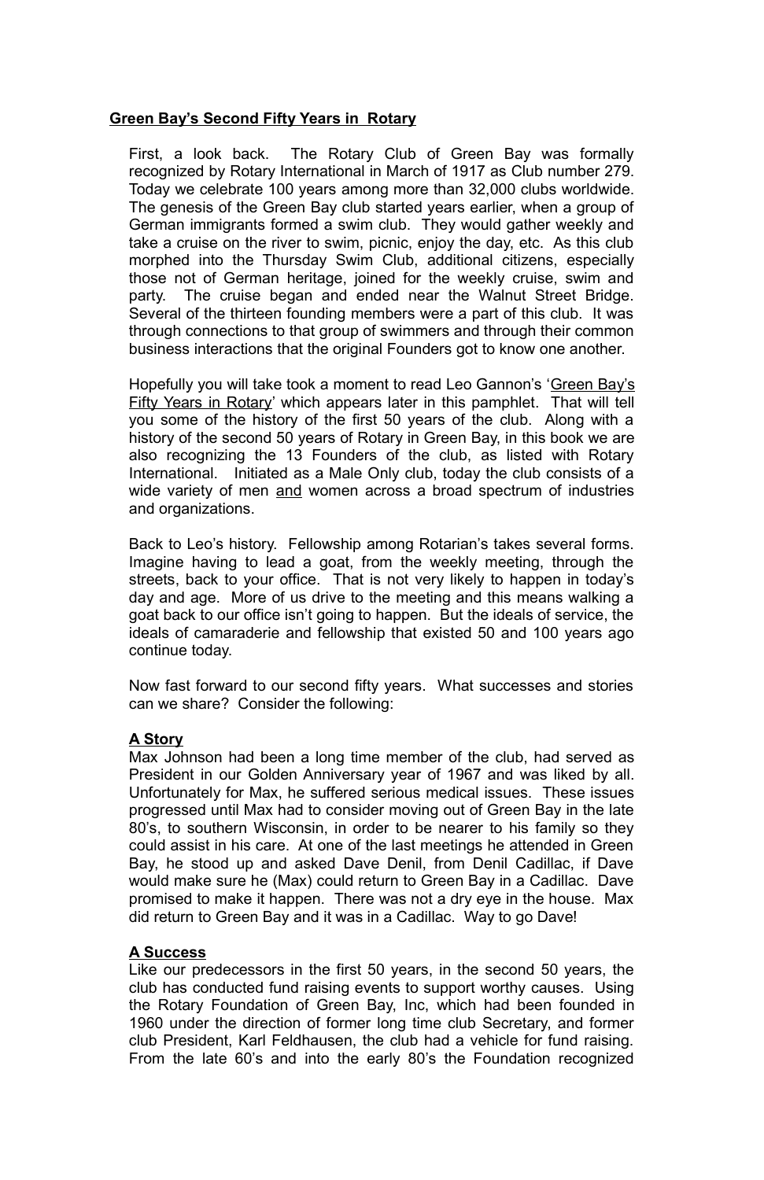## **Green Bay's Second Fifty Years in Rotary**

First, a look back. The Rotary Club of Green Bay was formally recognized by Rotary International in March of 1917 as Club number 279. Today we celebrate 100 years among more than 32,000 clubs worldwide. The genesis of the Green Bay club started years earlier, when a group of German immigrants formed a swim club. They would gather weekly and take a cruise on the river to swim, picnic, enjoy the day, etc. As this club morphed into the Thursday Swim Club, additional citizens, especially those not of German heritage, joined for the weekly cruise, swim and party. The cruise began and ended near the Walnut Street Bridge. Several of the thirteen founding members were a part of this club. It was through connections to that group of swimmers and through their common business interactions that the original Founders got to know one another.

Hopefully you will take took a moment to read Leo Gannon's '<u>Green Bay's Fifty Years in Rotary</u>' which appears later in this pamphlet. That will tell you some of the history of the first 50 years of the club. Along with a history of the second 50 years of Rotary in Green Bay, in this book we are also recognizing the 13 Founders of the club, as listed with Rotary International. Initiated as a Male Only club, today the club consists of a wide variety of men <u>and</u> women across a broad spectrum of industries and organizations.

Back to Leo's history. Fellowship among Rotarian's takes several forms. Imagine having to lead a goat, from the weekly meeting, through the streets, back to your office. That is not very likely to happen in today's day and age. More of us drive to the meeting and this means walking a goat back to our office isn't going to happen. But the ideals of service, the ideals of camaraderie and fellowship that existed 50 and 100 years ago continue today.

Now fast forward to our second fifty years. What successes and stories can we share? Consider the following:

### **A Story**

Max Johnson had been a long time member of the club, had served as President in our Golden Anniversary year of 1967 and was liked by all. Unfortunately for Max, he suffered serious medical issues. These issues progressed until Max had to consider moving out of Green Bay in the late 80's, to southern Wisconsin, in order to be nearer to his family so they could assist in his care. At one of the last meetings he attended in Green Bay, he stood up and asked Dave Denil, from Denil Cadillac, if Dave would make sure he (Max) could return to Green Bay in a Cadillac. Dave promised to make it happen. There was not a dry eye in the house. Max did return to Green Bay and it was in a Cadillac. Way to go Dave!

### **A Success**

Like our predecessors in the first 50 years, in the second 50 years, the club has conducted fund raising events to support worthy causes. Using the Rotary Foundation of Green Bay, Inc, which had been founded in 1960 under the direction of former long time club Secretary, and former club President, Karl Feldhausen, the club had a vehicle for fund raising. From the late 60's and into the early 80's the Foundation recognized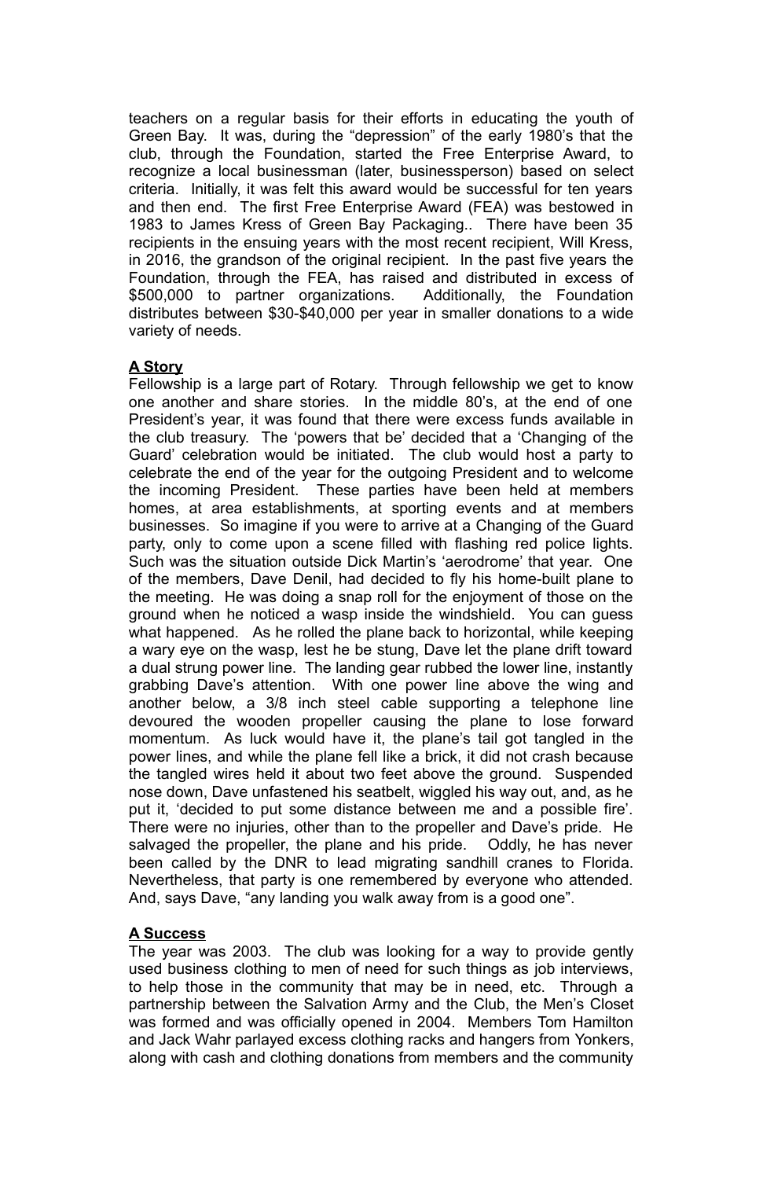teachers on a regular basis for their efforts in educating the youth of Green Bay. It was, during the "depression" of the early 1980's that the club, through the Foundation, started the Free Enterprise Award, to recognize a local businessman (later, businessperson) based on select criteria. Initially, it was felt this award would be successful for ten years and then end. The first Free Enterprise Award (FEA) was bestowed in 1983 to James Kress of Green Bay Packaging.. There have been 35 recipients in the ensuing years with the most recent recipient, Will Kress, in 2016, the grandson of the original recipient. In the past five years the Foundation, through the FEA, has raised and distributed in excess of $500,000 to partner organizations. Additionally, the Foundation distributes between $30-$40,000 per year in smaller donations to a wide variety of needs.

**A Story**

Fellowship is a large part of Rotary. Through fellowship we get to know one another and share stories. In the middle 80's, at the end of one President's year, it was found that there were excess funds available in the club treasury. The 'powers that be' decided that a 'Changing of the Guard' celebration would be initiated. The club would host a party to celebrate the end of the year for the outgoing President and to welcome the incoming President. These parties have been held at members homes, at area establishments, at sporting events and at members businesses. So imagine if you were to arrive at a Changing of the Guard party, only to come upon a scene filled with flashing red police lights. Such was the situation outside Dick Martin's 'aerodrome' that year. One of the members, Dave Denil, had decided to fly his home-built plane to the meeting. He was doing a snap roll for the enjoyment of those on the ground when he noticed a wasp inside the windshield. You can guess what happened. As he rolled the plane back to horizontal, while keeping a wary eye on the wasp, lest he be stung, Dave let the plane drift toward a dual strung power line. The landing gear rubbed the lower line, instantly grabbing Dave's attention. With one power line above the wing and another below, a 3/8 inch steel cable supporting a telephone line devoured the wooden propeller causing the plane to lose forward momentum. As luck would have it, the plane's tail got tangled in the power lines, and while the plane fell like a brick, it did not crash because the tangled wires held it about two feet above the ground. Suspended nose down, Dave unfastened his seatbelt, wiggled his way out, and, as he put it, 'decided to put some distance between me and a possible fire'. There were no injuries, other than to the propeller and Dave's pride. He salvaged the propeller, the plane and his pride. Oddly, he has never been called by the DNR to lead migrating sandhill cranes to Florida. Nevertheless, that party is one remembered by everyone who attended. And, says Dave, "any landing you walk away from is a good one".

**A Success**

The year was 2003. The club was looking for a way to provide gently used business clothing to men of need for such things as job interviews, to help those in the community that may be in need, etc. Through a partnership between the Salvation Army and the Club, the Men's Closet was formed and was officially opened in 2004. Members Tom Hamilton and Jack Wahr parlayed excess clothing racks and hangers from Yonkers, along with cash and clothing donations from members and the community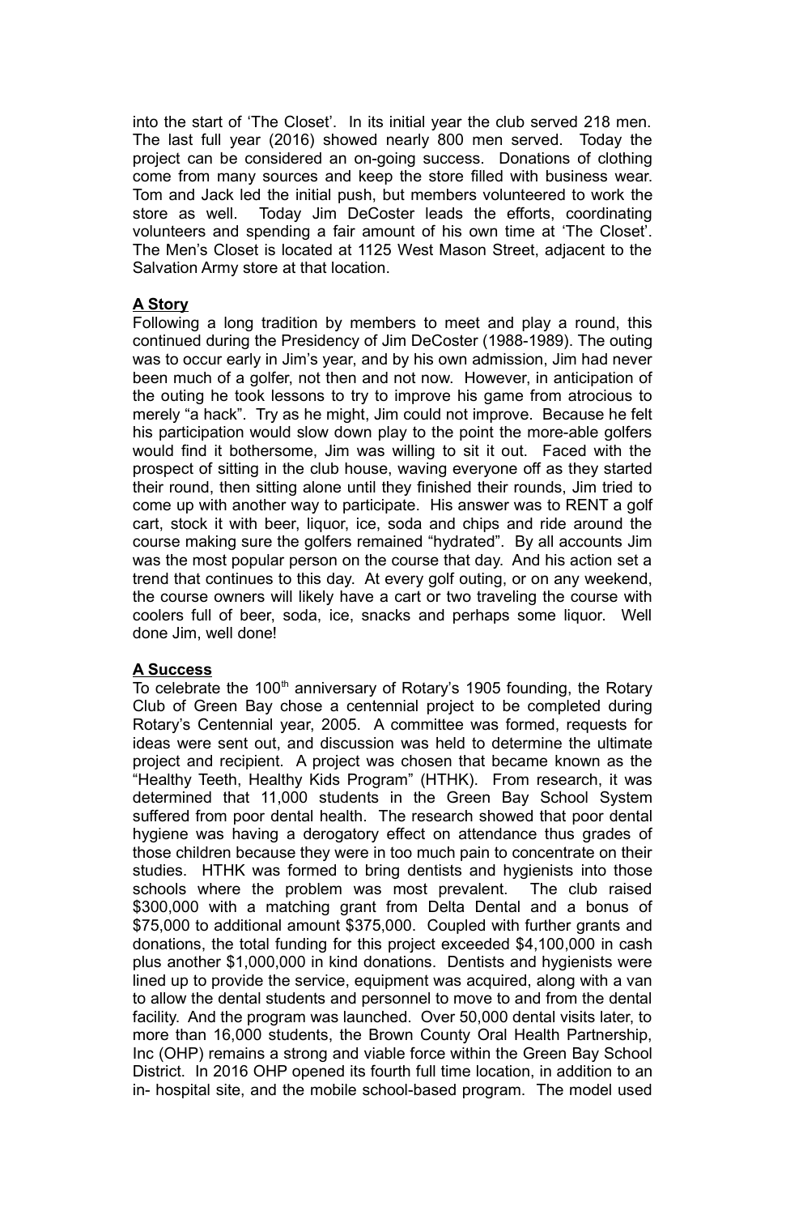into the start of 'The Closet'. In its initial year the club served 218 men. The last full year (2016) showed nearly 800 men served. Today the project can be considered an on-going success. Donations of clothing come from many sources and keep the store filled with business wear. Tom and Jack led the initial push, but members volunteered to work the store as well. Today Jim DeCoster leads the efforts, coordinating volunteers and spending a fair amount of his own time at 'The Closet'. The Men's Closet is located at 1125 West Mason Street, adjacent to the Salvation Army store at that location.

**A Story**

Following a long tradition by members to meet and play a round, this continued during the Presidency of Jim DeCoster (1988-1989). The outing was to occur early in Jim's year, and by his own admission, Jim had never been much of a golfer, not then and not now. However, in anticipation of the outing he took lessons to try to improve his game from atrocious to merely "a hack". Try as he might, Jim could not improve. Because he felt his participation would slow down play to the point the more-able golfers would find it bothersome, Jim was willing to sit it out. Faced with the prospect of sitting in the club house, waving everyone off as they started their round, then sitting alone until they finished their rounds, Jim tried to come up with another way to participate. His answer was to RENT a golf cart, stock it with beer, liquor, ice, soda and chips and ride around the course making sure the golfers remained "hydrated". By all accounts Jim was the most popular person on the course that day. And his action set a trend that continues to this day. At every golf outing, or on any weekend, the course owners will likely have a cart or two traveling the course with coolers full of beer, soda, ice, snacks and perhaps some liquor. Well done Jim, well done!

**A Success**

To celebrate the 100th anniversary of Rotary's 1905 founding, the Rotary Club of Green Bay chose a centennial project to be completed during Rotary's Centennial year, 2005. A committee was formed, requests for ideas were sent out, and discussion was held to determine the ultimate project and recipient. A project was chosen that became known as the "Healthy Teeth, Healthy Kids Program" (HTHK). From research, it was determined that 11,000 students in the Green Bay School System suffered from poor dental health. The research showed that poor dental hygiene was having a derogatory effect on attendance thus grades of those children because they were in too much pain to concentrate on their studies. HTHK was formed to bring dentists and hygienists into those schools where the problem was most prevalent. The club raised $300,000 with a matching grant from Delta Dental and a bonus of $75,000 to additional amount $375,000. Coupled with further grants and donations, the total funding for this project exceeded $4,100,000 in cash plus another $1,000,000 in kind donations. Dentists and hygienists were lined up to provide the service, equipment was acquired, along with a van to allow the dental students and personnel to move to and from the dental facility. And the program was launched. Over 50,000 dental visits later, to more than 16,000 students, the Brown County Oral Health Partnership, Inc (OHP) remains a strong and viable force within the Green Bay School District. In 2016 OHP opened its fourth full time location, in addition to an in- hospital site, and the mobile school-based program. The model used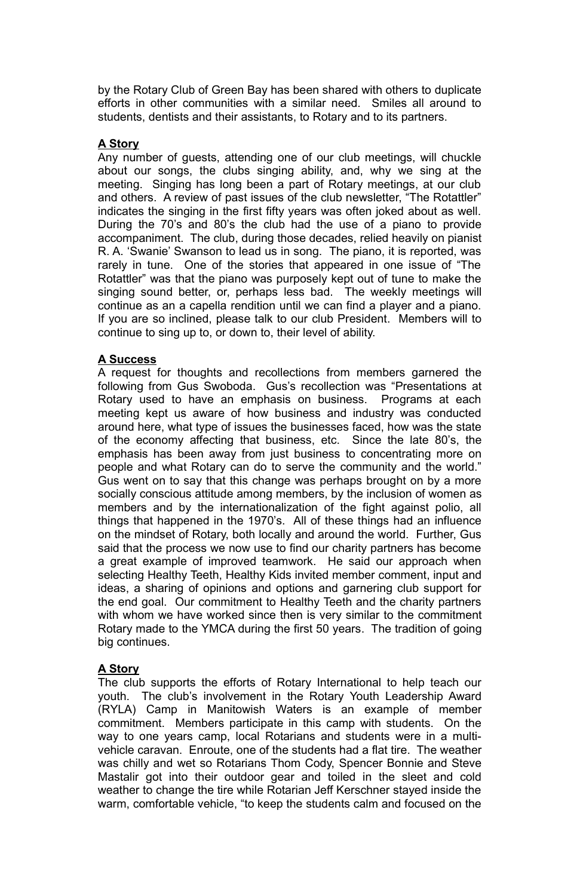by the Rotary Club of Green Bay has been shared with others to duplicate efforts in other communities with a similar need. Smiles all around to students, dentists and their assistants, to Rotary and to its partners.

**A Story**

Any number of guests, attending one of our club meetings, will chuckle about our songs, the clubs singing ability, and, why we sing at the meeting. Singing has long been a part of Rotary meetings, at our club and others. A review of past issues of the club newsletter, "The Rotattler" indicates the singing in the first fifty years was often joked about as well. During the 70's and 80's the club had the use of a piano to provide accompaniment. The club, during those decades, relied heavily on pianist R. A. 'Swanie' Swanson to lead us in song. The piano, it is reported, was rarely in tune. One of the stories that appeared in one issue of "The Rotattler" was that the piano was purposely kept out of tune to make the singing sound better, or, perhaps less bad. The weekly meetings will continue as an a capella rendition until we can find a player and a piano. If you are so inclined, please talk to our club President. Members will to continue to sing up to, or down to, their level of ability.

**A Success**

A request for thoughts and recollections from members garnered the following from Gus Swoboda. Gus's recollection was "Presentations at Rotary used to have an emphasis on business. Programs at each meeting kept us aware of how business and industry was conducted around here, what type of issues the businesses faced, how was the state of the economy affecting that business, etc. Since the late 80's, the emphasis has been away from just business to concentrating more on people and what Rotary can do to serve the community and the world." Gus went on to say that this change was perhaps brought on by a more socially conscious attitude among members, by the inclusion of women as members and by the internationalization of the fight against polio, all things that happened in the 1970's. All of these things had an influence on the mindset of Rotary, both locally and around the world. Further, Gus said that the process we now use to find our charity partners has become a great example of improved teamwork. He said our approach when selecting Healthy Teeth, Healthy Kids invited member comment, input and ideas, a sharing of opinions and options and garnering club support for the end goal. Our commitment to Healthy Teeth and the charity partners with whom we have worked since then is very similar to the commitment Rotary made to the YMCA during the first 50 years. The tradition of going big continues.

**A Story**

The club supports the efforts of Rotary International to help teach our youth. The club's involvement in the Rotary Youth Leadership Award (RYLA) Camp in Manitowish Waters is an example of member commitment. Members participate in this camp with students. On the way to one years camp, local Rotarians and students were in a multi-vehicle caravan. Enroute, one of the students had a flat tire. The weather was chilly and wet so Rotarians Thom Cody, Spencer Bonnie and Steve Mastalir got into their outdoor gear and toiled in the sleet and cold weather to change the tire while Rotarian Jeff Kerschner stayed inside the warm, comfortable vehicle, "to keep the students calm and focused on the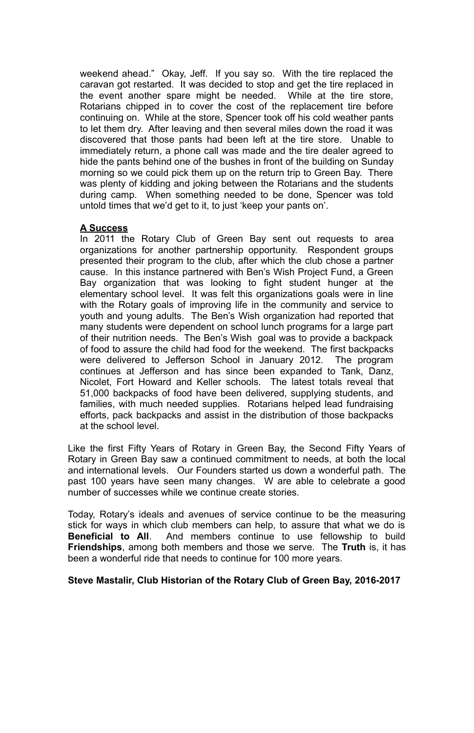weekend ahead." Okay, Jeff. If you say so. With the tire replaced the caravan got restarted. It was decided to stop and get the tire replaced in the event another spare might be needed. While at the tire store, Rotarians chipped in to cover the cost of the replacement tire before continuing on. While at the store, Spencer took off his cold weather pants to let them dry. After leaving and then several miles down the road it was discovered that those pants had been left at the tire store. Unable to immediately return, a phone call was made and the tire dealer agreed to hide the pants behind one of the bushes in front of the building on Sunday morning so we could pick them up on the return trip to Green Bay. There was plenty of kidding and joking between the Rotarians and the students during camp. When something needed to be done, Spencer was told untold times that we'd get to it, to just 'keep your pants on'.

**A Success**

In 2011 the Rotary Club of Green Bay sent out requests to area organizations for another partnership opportunity. Respondent groups presented their program to the club, after which the club chose a partner cause. In this instance partnered with Ben's Wish Project Fund, a Green Bay organization that was looking to fight student hunger at the elementary school level. It was felt this organizations goals were in line with the Rotary goals of improving life in the community and service to youth and young adults. The Ben's Wish organization had reported that many students were dependent on school lunch programs for a large part of their nutrition needs. The Ben's Wish goal was to provide a backpack of food to assure the child had food for the weekend. The first backpacks were delivered to Jefferson School in January 2012. The program continues at Jefferson and has since been expanded to Tank, Danz, Nicolet, Fort Howard and Keller schools. The latest totals reveal that 51,000 backpacks of food have been delivered, supplying students, and families, with much needed supplies. Rotarians helped lead fundraising efforts, pack backpacks and assist in the distribution of those backpacks at the school level.

Like the first Fifty Years of Rotary in Green Bay, the Second Fifty Years of Rotary in Green Bay saw a continued commitment to needs, at both the local and international levels. Our Founders started us down a wonderful path. The past 100 years have seen many changes. W are able to celebrate a good number of successes while we continue create stories.

Today, Rotary's ideals and avenues of service continue to be the measuring stick for ways in which club members can help, to assure that what we do is **Beneficial to All**. And members continue to use fellowship to build **Friendships**, among both members and those we serve. The **Truth** is, it has been a wonderful ride that needs to continue for 100 more years.

**Steve Mastalir, Club Historian of the Rotary Club of Green Bay, 2016-2017**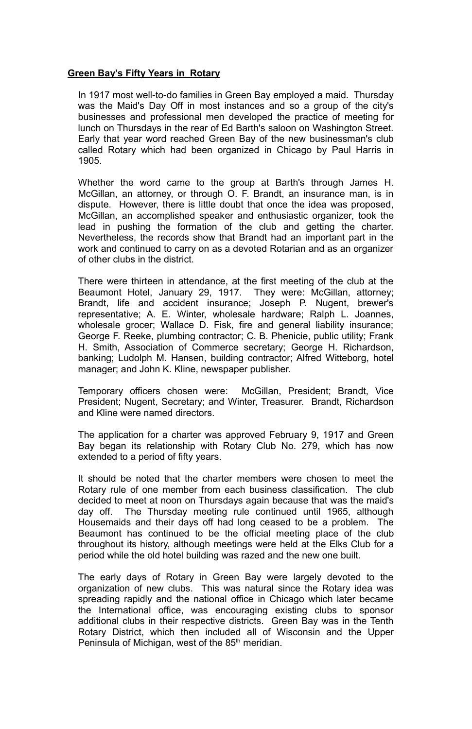## Green Bay's Fifty Years in Rotary

In 1917 most well-to-do families in Green Bay employed a maid. Thursday was the Maid's Day Off in most instances and so a group of the city's businesses and professional men developed the practice of meeting for lunch on Thursdays in the rear of Ed Barth's saloon on Washington Street. Early that year word reached Green Bay of the new businessman's club called Rotary which had been organized in Chicago by Paul Harris in 1905.

Whether the word came to the group at Barth's through James H. McGillan, an attorney, or through O. F. Brandt, an insurance man, is in dispute. However, there is little doubt that once the idea was proposed, McGillan, an accomplished speaker and enthusiastic organizer, took the lead in pushing the formation of the club and getting the charter. Nevertheless, the records show that Brandt had an important part in the work and continued to carry on as a devoted Rotarian and as an organizer of other clubs in the district.

There were thirteen in attendance, at the first meeting of the club at the Beaumont Hotel, January 29, 1917. They were: McGillan, attorney; Brandt, life and accident insurance; Joseph P. Nugent, brewer's representative; A. E. Winter, wholesale hardware; Ralph L. Joannes, wholesale grocer; Wallace D. Fisk, fire and general liability insurance; George F. Reeke, plumbing contractor; C. B. Phenicie, public utility; Frank H. Smith, Association of Commerce secretary; George H. Richardson, banking; Ludolph M. Hansen, building contractor; Alfred Witteborg, hotel manager; and John K. Kline, newspaper publisher.

Temporary officers chosen were: McGillan, President; Brandt, Vice President; Nugent, Secretary; and Winter, Treasurer. Brandt, Richardson and Kline were named directors.

The application for a charter was approved February 9, 1917 and Green Bay began its relationship with Rotary Club No. 279, which has now extended to a period of fifty years.

It should be noted that the charter members were chosen to meet the Rotary rule of one member from each business classification. The club decided to meet at noon on Thursdays again because that was the maid's day off. The Thursday meeting rule continued until 1965, although Housemaids and their days off had long ceased to be a problem. The Beaumont has continued to be the official meeting place of the club throughout its history, although meetings were held at the Elks Club for a period while the old hotel building was razed and the new one built.

The early days of Rotary in Green Bay were largely devoted to the organization of new clubs. This was natural since the Rotary idea was spreading rapidly and the national office in Chicago which later became the International office, was encouraging existing clubs to sponsor additional clubs in their respective districts. Green Bay was in the Tenth Rotary District, which then included all of Wisconsin and the Upper Peninsula of Michigan, west of the 85th meridian.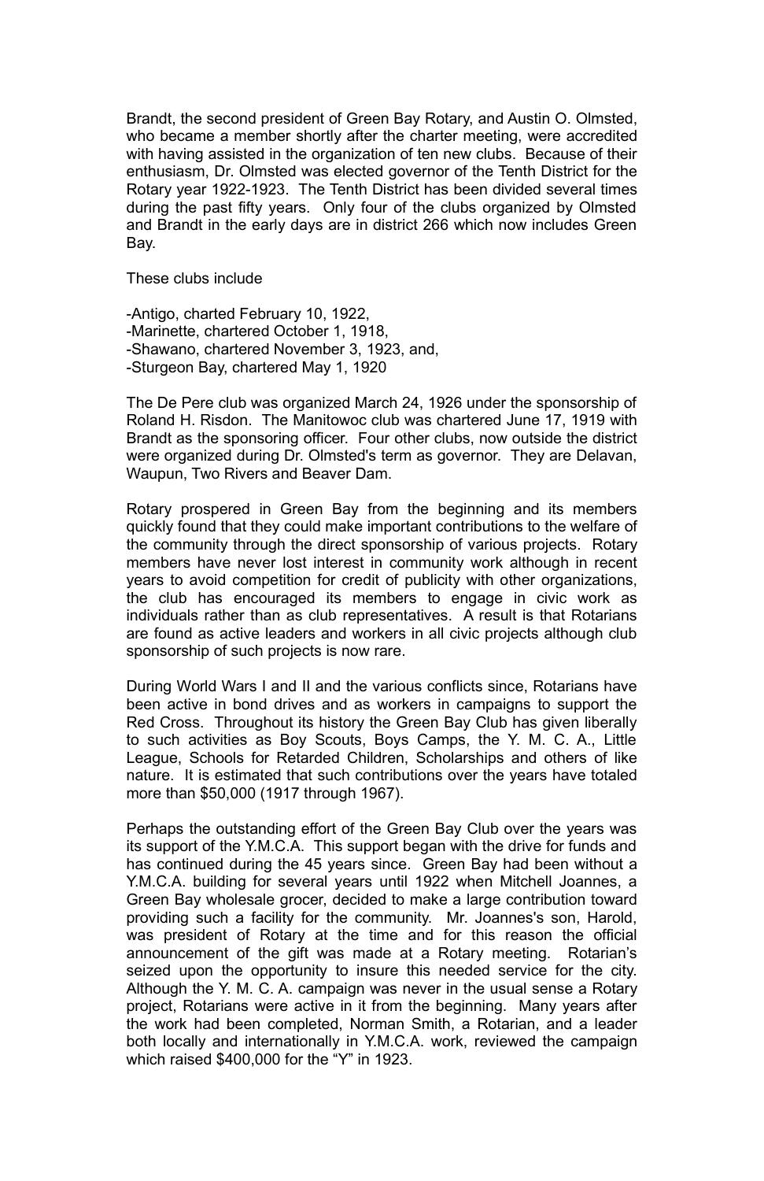Brandt, the second president of Green Bay Rotary, and Austin O. Olmsted, who became a member shortly after the charter meeting, were accredited with having assisted in the organization of ten new clubs. Because of their enthusiasm, Dr. Olmsted was elected governor of the Tenth District for the Rotary year 1922-1923. The Tenth District has been divided several times during the past fifty years. Only four of the clubs organized by Olmsted and Brandt in the early days are in district 266 which now includes Green Bay.

These clubs include

-Antigo, charted February 10, 1922,
-Marinette, chartered October 1, 1918,
-Shawano, chartered November 3, 1923, and,
-Sturgeon Bay, chartered May 1, 1920

The De Pere club was organized March 24, 1926 under the sponsorship of Roland H. Risdon. The Manitowoc club was chartered June 17, 1919 with Brandt as the sponsoring officer. Four other clubs, now outside the district were organized during Dr. Olmsted's term as governor. They are Delavan, Waupun, Two Rivers and Beaver Dam.

Rotary prospered in Green Bay from the beginning and its members quickly found that they could make important contributions to the welfare of the community through the direct sponsorship of various projects. Rotary members have never lost interest in community work although in recent years to avoid competition for credit of publicity with other organizations, the club has encouraged its members to engage in civic work as individuals rather than as club representatives. A result is that Rotarians are found as active leaders and workers in all civic projects although club sponsorship of such projects is now rare.

During World Wars I and II and the various conflicts since, Rotarians have been active in bond drives and as workers in campaigns to support the Red Cross. Throughout its history the Green Bay Club has given liberally to such activities as Boy Scouts, Boys Camps, the Y. M. C. A., Little League, Schools for Retarded Children, Scholarships and others of like nature. It is estimated that such contributions over the years have totaled more than $50,000 (1917 through 1967).

Perhaps the outstanding effort of the Green Bay Club over the years was its support of the Y.M.C.A. This support began with the drive for funds and has continued during the 45 years since. Green Bay had been without a Y.M.C.A. building for several years until 1922 when Mitchell Joannes, a Green Bay wholesale grocer, decided to make a large contribution toward providing such a facility for the community. Mr. Joannes's son, Harold, was president of Rotary at the time and for this reason the official announcement of the gift was made at a Rotary meeting. Rotarian's seized upon the opportunity to insure this needed service for the city. Although the Y. M. C. A. campaign was never in the usual sense a Rotary project, Rotarians were active in it from the beginning. Many years after the work had been completed, Norman Smith, a Rotarian, and a leader both locally and internationally in Y.M.C.A. work, reviewed the campaign which raised $400,000 for the "Y" in 1923.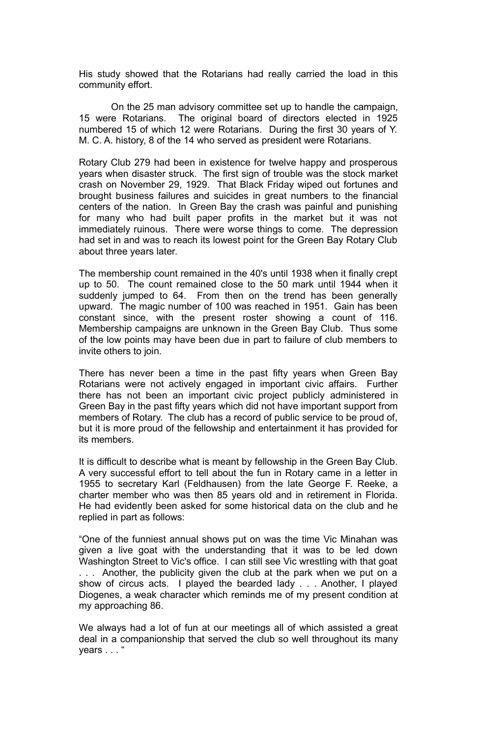His study showed that the Rotarians had really carried the load in this community effort.

On the 25 man advisory committee set up to handle the campaign, 15 were Rotarians. The original board of directors elected in 1925 numbered 15 of which 12 were Rotarians. During the first 30 years of Y. M. C. A. history, 8 of the 14 who served as president were Rotarians.

Rotary Club 279 had been in existence for twelve happy and prosperous years when disaster struck. The first sign of trouble was the stock market crash on November 29, 1929. That Black Friday wiped out fortunes and brought business failures and suicides in great numbers to the financial centers of the nation. In Green Bay the crash was painful and punishing for many who had built paper profits in the market but it was not immediately ruinous. There were worse things to come. The depression had set in and was to reach its lowest point for the Green Bay Rotary Club about three years later.

The membership count remained in the 40's until 1938 when it finally crept up to 50. The count remained close to the 50 mark until 1944 when it suddenly jumped to 64. From then on the trend has been generally upward. The magic number of 100 was reached in 1951. Gain has been constant since, with the present roster showing a count of 116. Membership campaigns are unknown in the Green Bay Club. Thus some of the low points may have been due in part to failure of club members to invite others to join.

There has never been a time in the past fifty years when Green Bay Rotarians were not actively engaged in important civic affairs. Further there has not been an important civic project publicly administered in Green Bay in the past fifty years which did not have important support from members of Rotary. The club has a record of public service to be proud of, but it is more proud of the fellowship and entertainment it has provided for its members.

It is difficult to describe what is meant by fellowship in the Green Bay Club. A very successful effort to tell about the fun in Rotary came in a letter in 1955 to secretary Karl (Feldhausen) from the late George F. Reeke, a charter member who was then 85 years old and in retirement in Florida. He had evidently been asked for some historical data on the club and he replied in part as follows:

"One of the funniest annual shows put on was the time Vic Minahan was given a live goat with the understanding that it was to be led down Washington Street to Vic's office. I can still see Vic wrestling with that goat . . . Another, the publicity given the club at the park when we put on a show of circus acts. I played the bearded lady . . . Another, I played Diogenes, a weak character which reminds me of my present condition at my approaching 86.

We always had a lot of fun at our meetings all of which assisted a great deal in a companionship that served the club so well throughout its many years . . . "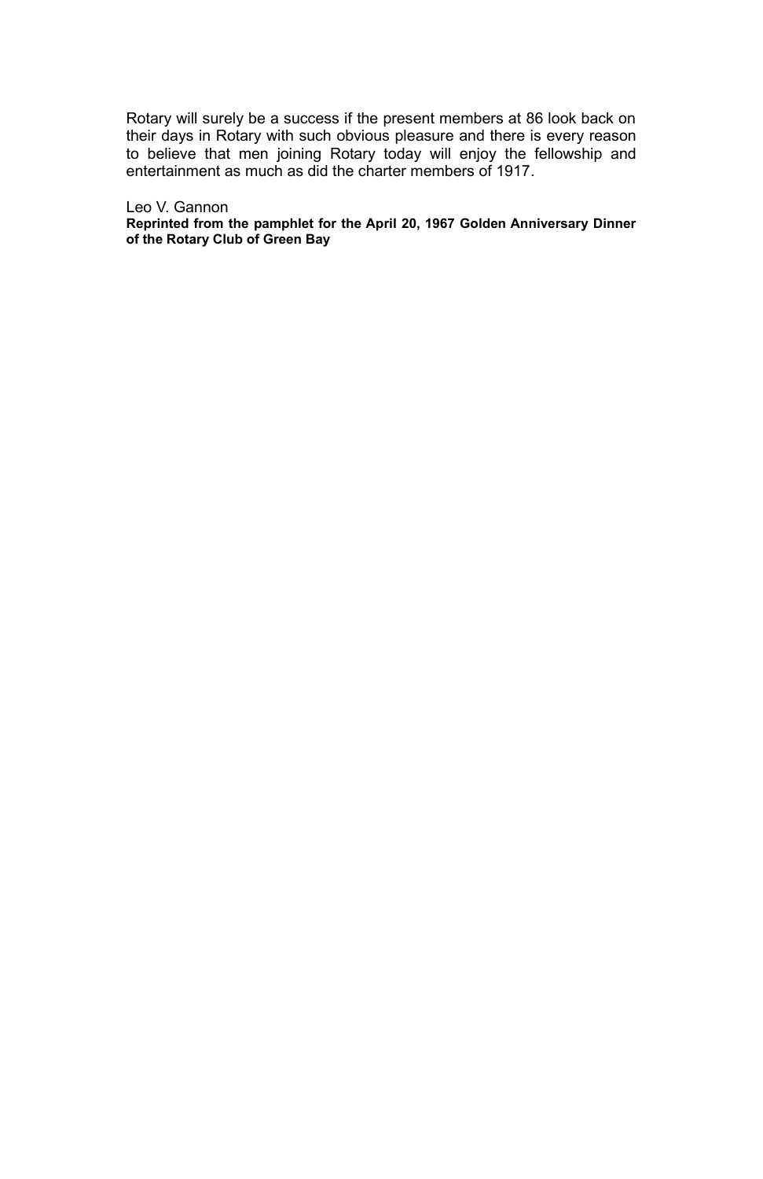Rotary will surely be a success if the present members at 86 look back on their days in Rotary with such obvious pleasure and there is every reason to believe that men joining Rotary today will enjoy the fellowship and entertainment as much as did the charter members of 1917.

Leo V. Gannon

**Reprinted from the pamphlet for the April 20, 1967 Golden Anniversary Dinner of the Rotary Club of Green Bay**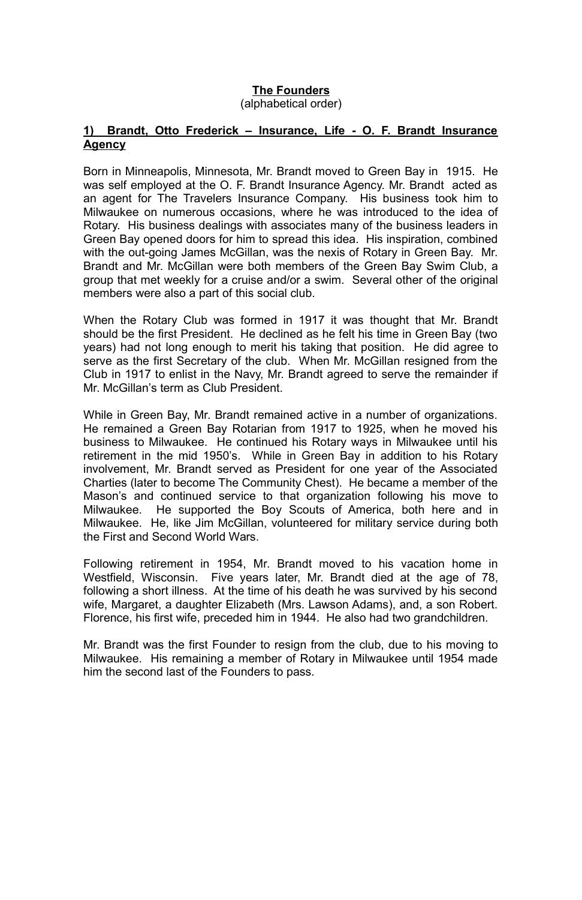## The Founders

(alphabetical order)

### 1) Brandt, Otto Frederick – Insurance, Life - O. F. Brandt Insurance Agency

Born in Minneapolis, Minnesota, Mr. Brandt moved to Green Bay in 1915. He was self employed at the O. F. Brandt Insurance Agency. Mr. Brandt acted as an agent for The Travelers Insurance Company. His business took him to Milwaukee on numerous occasions, where he was introduced to the idea of Rotary. His business dealings with associates many of the business leaders in Green Bay opened doors for him to spread this idea. His inspiration, combined with the out-going James McGillan, was the nexis of Rotary in Green Bay. Mr. Brandt and Mr. McGillan were both members of the Green Bay Swim Club, a group that met weekly for a cruise and/or a swim. Several other of the original members were also a part of this social club.

When the Rotary Club was formed in 1917 it was thought that Mr. Brandt should be the first President. He declined as he felt his time in Green Bay (two years) had not long enough to merit his taking that position. He did agree to serve as the first Secretary of the club. When Mr. McGillan resigned from the Club in 1917 to enlist in the Navy, Mr. Brandt agreed to serve the remainder if Mr. McGillan's term as Club President.

While in Green Bay, Mr. Brandt remained active in a number of organizations. He remained a Green Bay Rotarian from 1917 to 1925, when he moved his business to Milwaukee. He continued his Rotary ways in Milwaukee until his retirement in the mid 1950's. While in Green Bay in addition to his Rotary involvement, Mr. Brandt served as President for one year of the Associated Charties (later to become The Community Chest). He became a member of the Mason's and continued service to that organization following his move to Milwaukee. He supported the Boy Scouts of America, both here and in Milwaukee. He, like Jim McGillan, volunteered for military service during both the First and Second World Wars.

Following retirement in 1954, Mr. Brandt moved to his vacation home in Westfield, Wisconsin. Five years later, Mr. Brandt died at the age of 78, following a short illness. At the time of his death he was survived by his second wife, Margaret, a daughter Elizabeth (Mrs. Lawson Adams), and, a son Robert. Florence, his first wife, preceded him in 1944. He also had two grandchildren.

Mr. Brandt was the first Founder to resign from the club, due to his moving to Milwaukee. His remaining a member of Rotary in Milwaukee until 1954 made him the second last of the Founders to pass.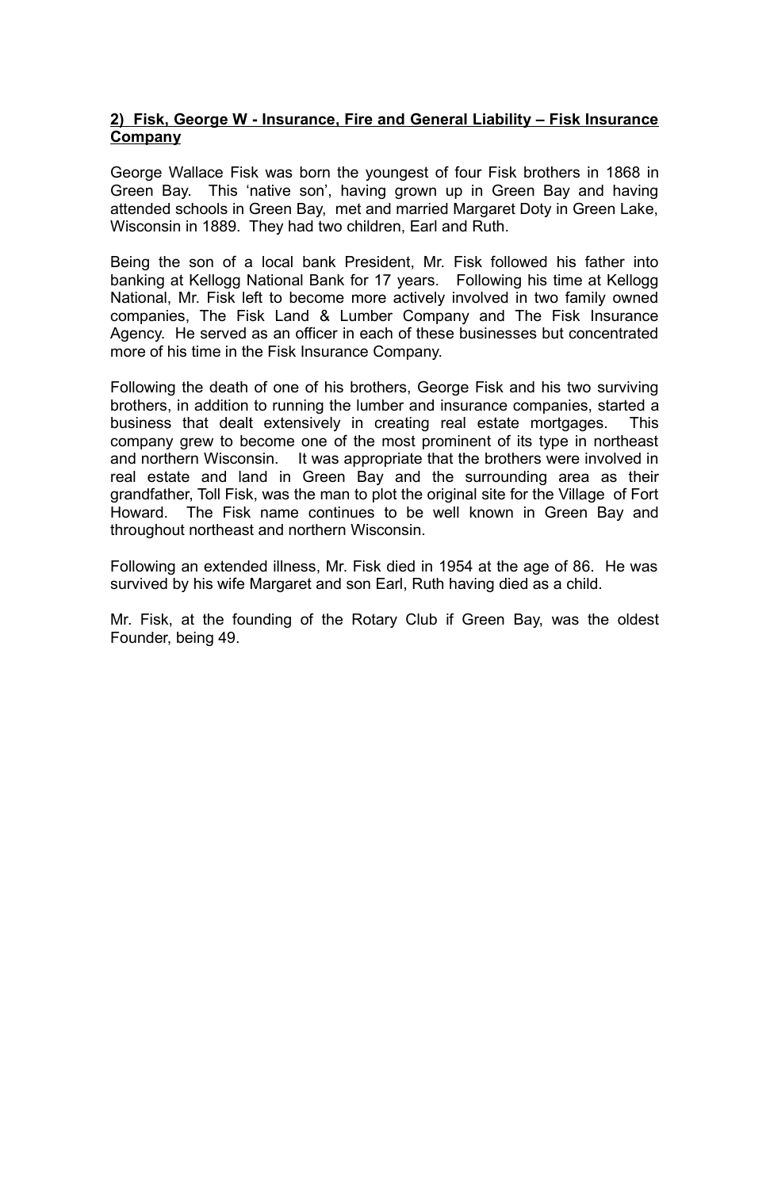**2) Fisk, George W - Insurance, Fire and General Liability – Fisk Insurance Company**

George Wallace Fisk was born the youngest of four Fisk brothers in 1868 in Green Bay. This 'native son', having grown up in Green Bay and having attended schools in Green Bay, met and married Margaret Doty in Green Lake, Wisconsin in 1889. They had two children, Earl and Ruth.

Being the son of a local bank President, Mr. Fisk followed his father into banking at Kellogg National Bank for 17 years. Following his time at Kellogg National, Mr. Fisk left to become more actively involved in two family owned companies, The Fisk Land & Lumber Company and The Fisk Insurance Agency. He served as an officer in each of these businesses but concentrated more of his time in the Fisk Insurance Company.

Following the death of one of his brothers, George Fisk and his two surviving brothers, in addition to running the lumber and insurance companies, started a business that dealt extensively in creating real estate mortgages. This company grew to become one of the most prominent of its type in northeast and northern Wisconsin. It was appropriate that the brothers were involved in real estate and land in Green Bay and the surrounding area as their grandfather, Toll Fisk, was the man to plot the original site for the Village of Fort Howard. The Fisk name continues to be well known in Green Bay and throughout northeast and northern Wisconsin.

Following an extended illness, Mr. Fisk died in 1954 at the age of 86. He was survived by his wife Margaret and son Earl, Ruth having died as a child.

Mr. Fisk, at the founding of the Rotary Club if Green Bay, was the oldest Founder, being 49.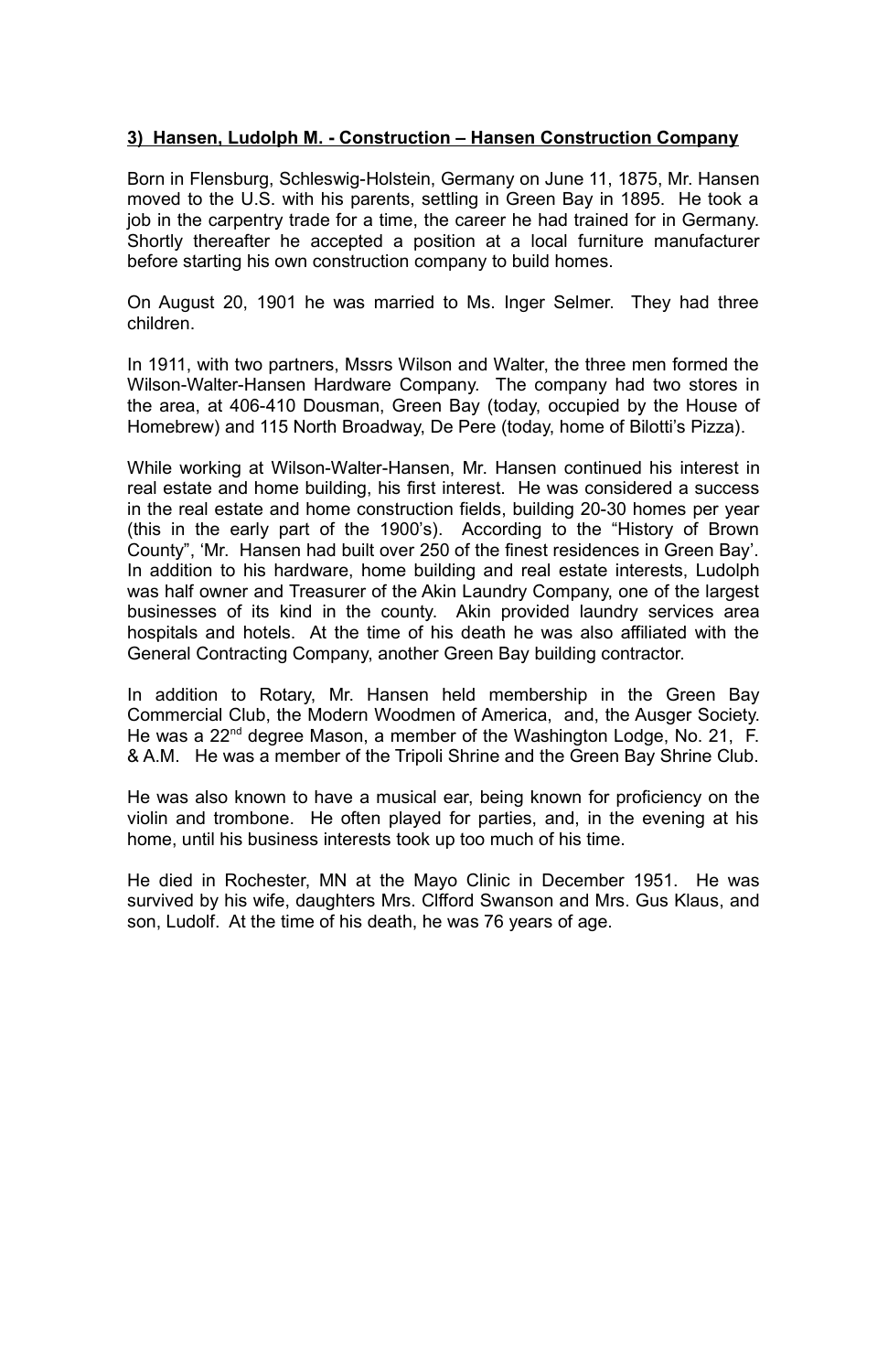**3) Hansen, Ludolph M. - Construction – Hansen Construction Company**

Born in Flensburg, Schleswig-Holstein, Germany on June 11, 1875, Mr. Hansen moved to the U.S. with his parents, settling in Green Bay in 1895. He took a job in the carpentry trade for a time, the career he had trained for in Germany. Shortly thereafter he accepted a position at a local furniture manufacturer before starting his own construction company to build homes.

On August 20, 1901 he was married to Ms. Inger Selmer. They had three children.

In 1911, with two partners, Mssrs Wilson and Walter, the three men formed the Wilson-Walter-Hansen Hardware Company. The company had two stores in the area, at 406-410 Dousman, Green Bay (today, occupied by the House of Homebrew) and 115 North Broadway, De Pere (today, home of Bilotti's Pizza).

While working at Wilson-Walter-Hansen, Mr. Hansen continued his interest in real estate and home building, his first interest. He was considered a success in the real estate and home construction fields, building 20-30 homes per year (this in the early part of the 1900's). According to the "History of Brown County", 'Mr. Hansen had built over 250 of the finest residences in Green Bay'. In addition to his hardware, home building and real estate interests, Ludolph was half owner and Treasurer of the Akin Laundry Company, one of the largest businesses of its kind in the county. Akin provided laundry services area hospitals and hotels. At the time of his death he was also affiliated with the General Contracting Company, another Green Bay building contractor.

In addition to Rotary, Mr. Hansen held membership in the Green Bay Commercial Club, the Modern Woodmen of America, and, the Ausger Society. He was a 22nd degree Mason, a member of the Washington Lodge, No. 21, F. & A.M. He was a member of the Tripoli Shrine and the Green Bay Shrine Club.

He was also known to have a musical ear, being known for proficiency on the violin and trombone. He often played for parties, and, in the evening at his home, until his business interests took up too much of his time.

He died in Rochester, MN at the Mayo Clinic in December 1951. He was survived by his wife, daughters Mrs. Clfford Swanson and Mrs. Gus Klaus, and son, Ludolf. At the time of his death, he was 76 years of age.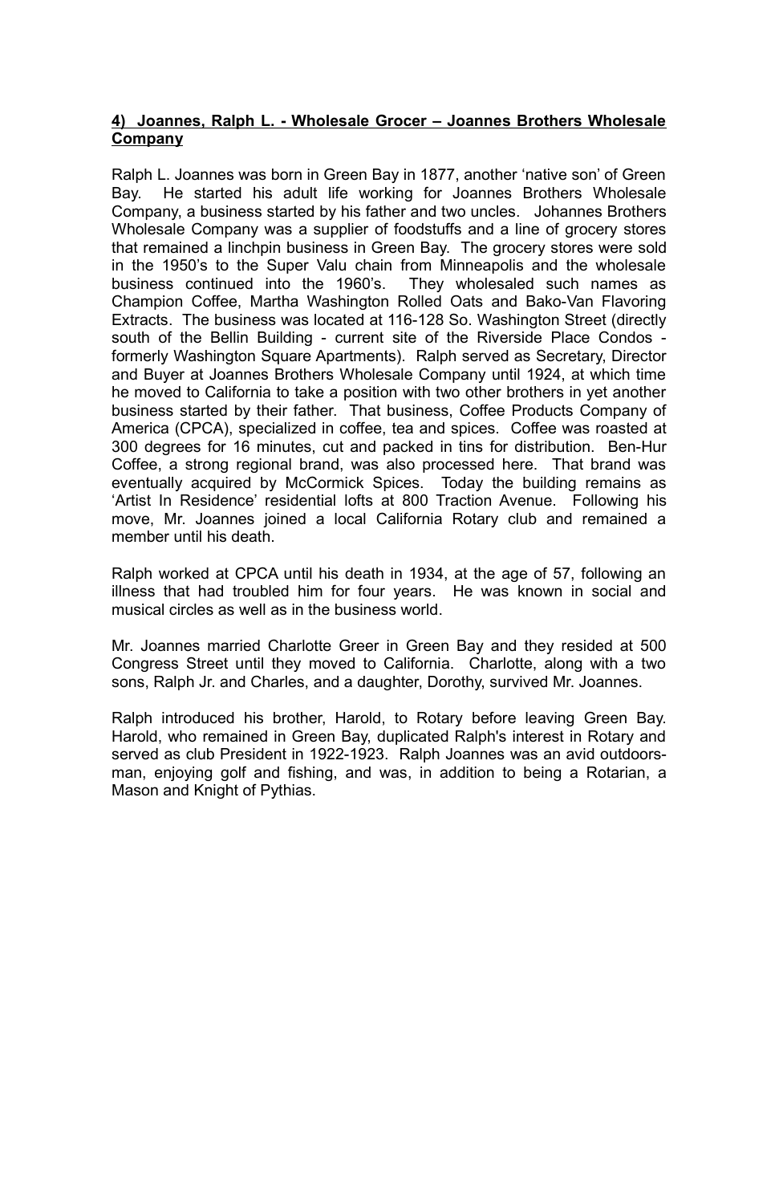**4) Joannes, Ralph L. - Wholesale Grocer – Joannes Brothers Wholesale Company**

Ralph L. Joannes was born in Green Bay in 1877, another 'native son' of Green Bay. He started his adult life working for Joannes Brothers Wholesale Company, a business started by his father and two uncles. Johannes Brothers Wholesale Company was a supplier of foodstuffs and a line of grocery stores that remained a linchpin business in Green Bay. The grocery stores were sold in the 1950's to the Super Valu chain from Minneapolis and the wholesale business continued into the 1960's. They wholesaled such names as Champion Coffee, Martha Washington Rolled Oats and Bako-Van Flavoring Extracts. The business was located at 116-128 So. Washington Street (directly south of the Bellin Building - current site of the Riverside Place Condos - formerly Washington Square Apartments). Ralph served as Secretary, Director and Buyer at Joannes Brothers Wholesale Company until 1924, at which time he moved to California to take a position with two other brothers in yet another business started by their father. That business, Coffee Products Company of America (CPCA), specialized in coffee, tea and spices. Coffee was roasted at 300 degrees for 16 minutes, cut and packed in tins for distribution. Ben-Hur Coffee, a strong regional brand, was also processed here. That brand was eventually acquired by McCormick Spices. Today the building remains as 'Artist In Residence' residential lofts at 800 Traction Avenue. Following his move, Mr. Joannes joined a local California Rotary club and remained a member until his death.

Ralph worked at CPCA until his death in 1934, at the age of 57, following an illness that had troubled him for four years. He was known in social and musical circles as well as in the business world.

Mr. Joannes married Charlotte Greer in Green Bay and they resided at 500 Congress Street until they moved to California. Charlotte, along with a two sons, Ralph Jr. and Charles, and a daughter, Dorothy, survived Mr. Joannes.

Ralph introduced his brother, Harold, to Rotary before leaving Green Bay. Harold, who remained in Green Bay, duplicated Ralph's interest in Rotary and served as club President in 1922-1923. Ralph Joannes was an avid outdoorsman, enjoying golf and fishing, and was, in addition to being a Rotarian, a Mason and Knight of Pythias.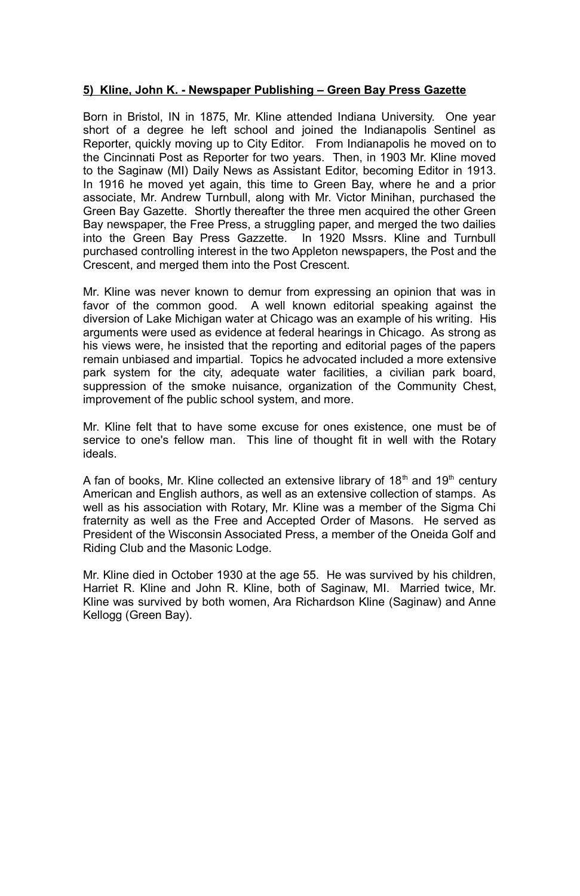**5) Kline, John K. - Newspaper Publishing – Green Bay Press Gazette**

Born in Bristol, IN in 1875, Mr. Kline attended Indiana University. One year short of a degree he left school and joined the Indianapolis Sentinel as Reporter, quickly moving up to City Editor. From Indianapolis he moved on to the Cincinnati Post as Reporter for two years. Then, in 1903 Mr. Kline moved to the Saginaw (MI) Daily News as Assistant Editor, becoming Editor in 1913. In 1916 he moved yet again, this time to Green Bay, where he and a prior associate, Mr. Andrew Turnbull, along with Mr. Victor Minihan, purchased the Green Bay Gazette. Shortly thereafter the three men acquired the other Green Bay newspaper, the Free Press, a struggling paper, and merged the two dailies into the Green Bay Press Gazzette. In 1920 Mssrs. Kline and Turnbull purchased controlling interest in the two Appleton newspapers, the Post and the Crescent, and merged them into the Post Crescent.

Mr. Kline was never known to demur from expressing an opinion that was in favor of the common good. A well known editorial speaking against the diversion of Lake Michigan water at Chicago was an example of his writing. His arguments were used as evidence at federal hearings in Chicago. As strong as his views were, he insisted that the reporting and editorial pages of the papers remain unbiased and impartial. Topics he advocated included a more extensive park system for the city, adequate water facilities, a civilian park board, suppression of the smoke nuisance, organization of the Community Chest, improvement of fhe public school system, and more.

Mr. Kline felt that to have some excuse for ones existence, one must be of service to one's fellow man. This line of thought fit in well with the Rotary ideals.

A fan of books, Mr. Kline collected an extensive library of 18th and 19th century American and English authors, as well as an extensive collection of stamps. As well as his association with Rotary, Mr. Kline was a member of the Sigma Chi fraternity as well as the Free and Accepted Order of Masons. He served as President of the Wisconsin Associated Press, a member of the Oneida Golf and Riding Club and the Masonic Lodge.

Mr. Kline died in October 1930 at the age 55. He was survived by his children, Harriet R. Kline and John R. Kline, both of Saginaw, MI. Married twice, Mr. Kline was survived by both women, Ara Richardson Kline (Saginaw) and Anne Kellogg (Green Bay).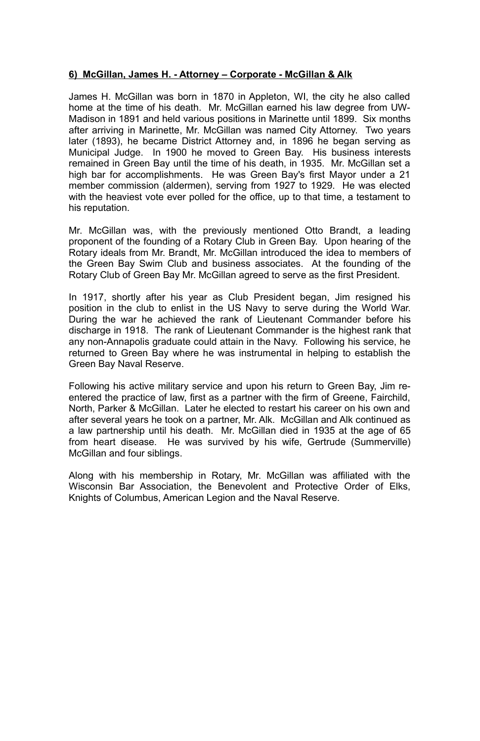**6) McGillan, James H. - Attorney – Corporate - McGillan & Alk**

James H. McGillan was born in 1870 in Appleton, WI, the city he also called home at the time of his death. Mr. McGillan earned his law degree from UW-Madison in 1891 and held various positions in Marinette until 1899. Six months after arriving in Marinette, Mr. McGillan was named City Attorney. Two years later (1893), he became District Attorney and, in 1896 he began serving as Municipal Judge. In 1900 he moved to Green Bay. His business interests remained in Green Bay until the time of his death, in 1935. Mr. McGillan set a high bar for accomplishments. He was Green Bay's first Mayor under a 21 member commission (aldermen), serving from 1927 to 1929. He was elected with the heaviest vote ever polled for the office, up to that time, a testament to his reputation.

Mr. McGillan was, with the previously mentioned Otto Brandt, a leading proponent of the founding of a Rotary Club in Green Bay. Upon hearing of the Rotary ideals from Mr. Brandt, Mr. McGillan introduced the idea to members of the Green Bay Swim Club and business associates. At the founding of the Rotary Club of Green Bay Mr. McGillan agreed to serve as the first President.

In 1917, shortly after his year as Club President began, Jim resigned his position in the club to enlist in the US Navy to serve during the World War. During the war he achieved the rank of Lieutenant Commander before his discharge in 1918. The rank of Lieutenant Commander is the highest rank that any non-Annapolis graduate could attain in the Navy. Following his service, he returned to Green Bay where he was instrumental in helping to establish the Green Bay Naval Reserve.

Following his active military service and upon his return to Green Bay, Jim re-entered the practice of law, first as a partner with the firm of Greene, Fairchild, North, Parker & McGillan. Later he elected to restart his career on his own and after several years he took on a partner, Mr. Alk. McGillan and Alk continued as a law partnership until his death. Mr. McGillan died in 1935 at the age of 65 from heart disease. He was survived by his wife, Gertrude (Summerville) McGillan and four siblings.

Along with his membership in Rotary, Mr. McGillan was affiliated with the Wisconsin Bar Association, the Benevolent and Protective Order of Elks, Knights of Columbus, American Legion and the Naval Reserve.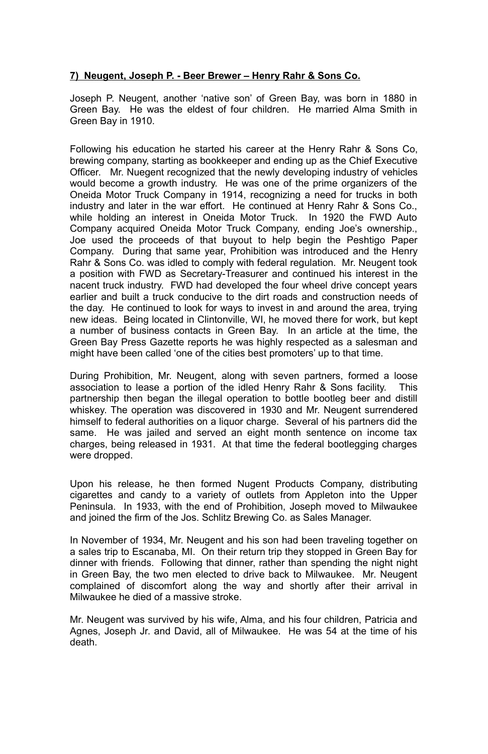**7) Neugent, Joseph P. - Beer Brewer – Henry Rahr & Sons Co.**

Joseph P. Neugent, another 'native son' of Green Bay, was born in 1880 in Green Bay. He was the eldest of four children. He married Alma Smith in Green Bay in 1910.

Following his education he started his career at the Henry Rahr & Sons Co, brewing company, starting as bookkeeper and ending up as the Chief Executive Officer. Mr. Nuegent recognized that the newly developing industry of vehicles would become a growth industry. He was one of the prime organizers of the Oneida Motor Truck Company in 1914, recognizing a need for trucks in both industry and later in the war effort. He continued at Henry Rahr & Sons Co., while holding an interest in Oneida Motor Truck. In 1920 the FWD Auto Company acquired Oneida Motor Truck Company, ending Joe's ownership., Joe used the proceeds of that buyout to help begin the Peshtigo Paper Company. During that same year, Prohibition was introduced and the Henry Rahr & Sons Co. was idled to comply with federal regulation. Mr. Neugent took a position with FWD as Secretary-Treasurer and continued his interest in the nacent truck industry. FWD had developed the four wheel drive concept years earlier and built a truck conducive to the dirt roads and construction needs of the day. He continued to look for ways to invest in and around the area, trying new ideas. Being located in Clintonville, WI, he moved there for work, but kept a number of business contacts in Green Bay. In an article at the time, the Green Bay Press Gazette reports he was highly respected as a salesman and might have been called 'one of the cities best promoters' up to that time.

During Prohibition, Mr. Neugent, along with seven partners, formed a loose association to lease a portion of the idled Henry Rahr & Sons facility. This partnership then began the illegal operation to bottle bootleg beer and distill whiskey. The operation was discovered in 1930 and Mr. Neugent surrendered himself to federal authorities on a liquor charge. Several of his partners did the same. He was jailed and served an eight month sentence on income tax charges, being released in 1931. At that time the federal bootlegging charges were dropped.

Upon his release, he then formed Nugent Products Company, distributing cigarettes and candy to a variety of outlets from Appleton into the Upper Peninsula. In 1933, with the end of Prohibition, Joseph moved to Milwaukee and joined the firm of the Jos. Schlitz Brewing Co. as Sales Manager.

In November of 1934, Mr. Neugent and his son had been traveling together on a sales trip to Escanaba, MI. On their return trip they stopped in Green Bay for dinner with friends. Following that dinner, rather than spending the night night in Green Bay, the two men elected to drive back to Milwaukee. Mr. Neugent complained of discomfort along the way and shortly after their arrival in Milwaukee he died of a massive stroke.

Mr. Neugent was survived by his wife, Alma, and his four children, Patricia and Agnes, Joseph Jr. and David, all of Milwaukee. He was 54 at the time of his death.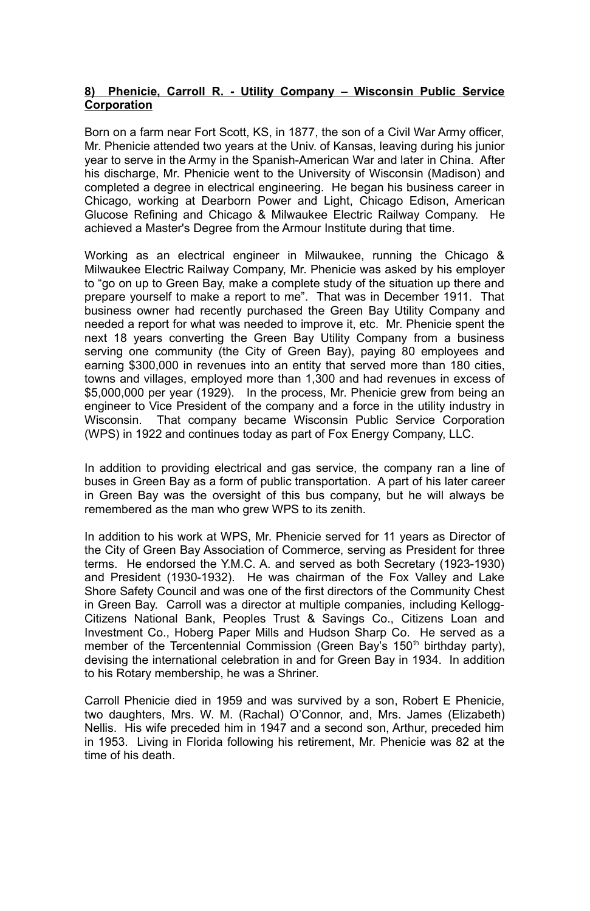**8) Phenicie, Carroll R. - Utility Company – Wisconsin Public Service Corporation**

Born on a farm near Fort Scott, KS, in 1877, the son of a Civil War Army officer, Mr. Phenicie attended two years at the Univ. of Kansas, leaving during his junior year to serve in the Army in the Spanish-American War and later in China. After his discharge, Mr. Phenicie went to the University of Wisconsin (Madison) and completed a degree in electrical engineering. He began his business career in Chicago, working at Dearborn Power and Light, Chicago Edison, American Glucose Refining and Chicago & Milwaukee Electric Railway Company. He achieved a Master's Degree from the Armour Institute during that time.

Working as an electrical engineer in Milwaukee, running the Chicago & Milwaukee Electric Railway Company, Mr. Phenicie was asked by his employer to "go on up to Green Bay, make a complete study of the situation up there and prepare yourself to make a report to me". That was in December 1911. That business owner had recently purchased the Green Bay Utility Company and needed a report for what was needed to improve it, etc. Mr. Phenicie spent the next 18 years converting the Green Bay Utility Company from a business serving one community (the City of Green Bay), paying 80 employees and earning $300,000 in revenues into an entity that served more than 180 cities, towns and villages, employed more than 1,300 and had revenues in excess of $5,000,000 per year (1929). In the process, Mr. Phenicie grew from being an engineer to Vice President of the company and a force in the utility industry in Wisconsin. That company became Wisconsin Public Service Corporation (WPS) in 1922 and continues today as part of Fox Energy Company, LLC.

In addition to providing electrical and gas service, the company ran a line of buses in Green Bay as a form of public transportation. A part of his later career in Green Bay was the oversight of this bus company, but he will always be remembered as the man who grew WPS to its zenith.

In addition to his work at WPS, Mr. Phenicie served for 11 years as Director of the City of Green Bay Association of Commerce, serving as President for three terms. He endorsed the Y.M.C. A. and served as both Secretary (1923-1930) and President (1930-1932). He was chairman of the Fox Valley and Lake Shore Safety Council and was one of the first directors of the Community Chest in Green Bay. Carroll was a director at multiple companies, including Kellogg-Citizens National Bank, Peoples Trust & Savings Co., Citizens Loan and Investment Co., Hoberg Paper Mills and Hudson Sharp Co. He served as a member of the Tercentennial Commission (Green Bay's 150th birthday party), devising the international celebration in and for Green Bay in 1934. In addition to his Rotary membership, he was a Shriner.

Carroll Phenicie died in 1959 and was survived by a son, Robert E Phenicie, two daughters, Mrs. W. M. (Rachal) O'Connor, and, Mrs. James (Elizabeth) Nellis. His wife preceded him in 1947 and a second son, Arthur, preceded him in 1953. Living in Florida following his retirement, Mr. Phenicie was 82 at the time of his death.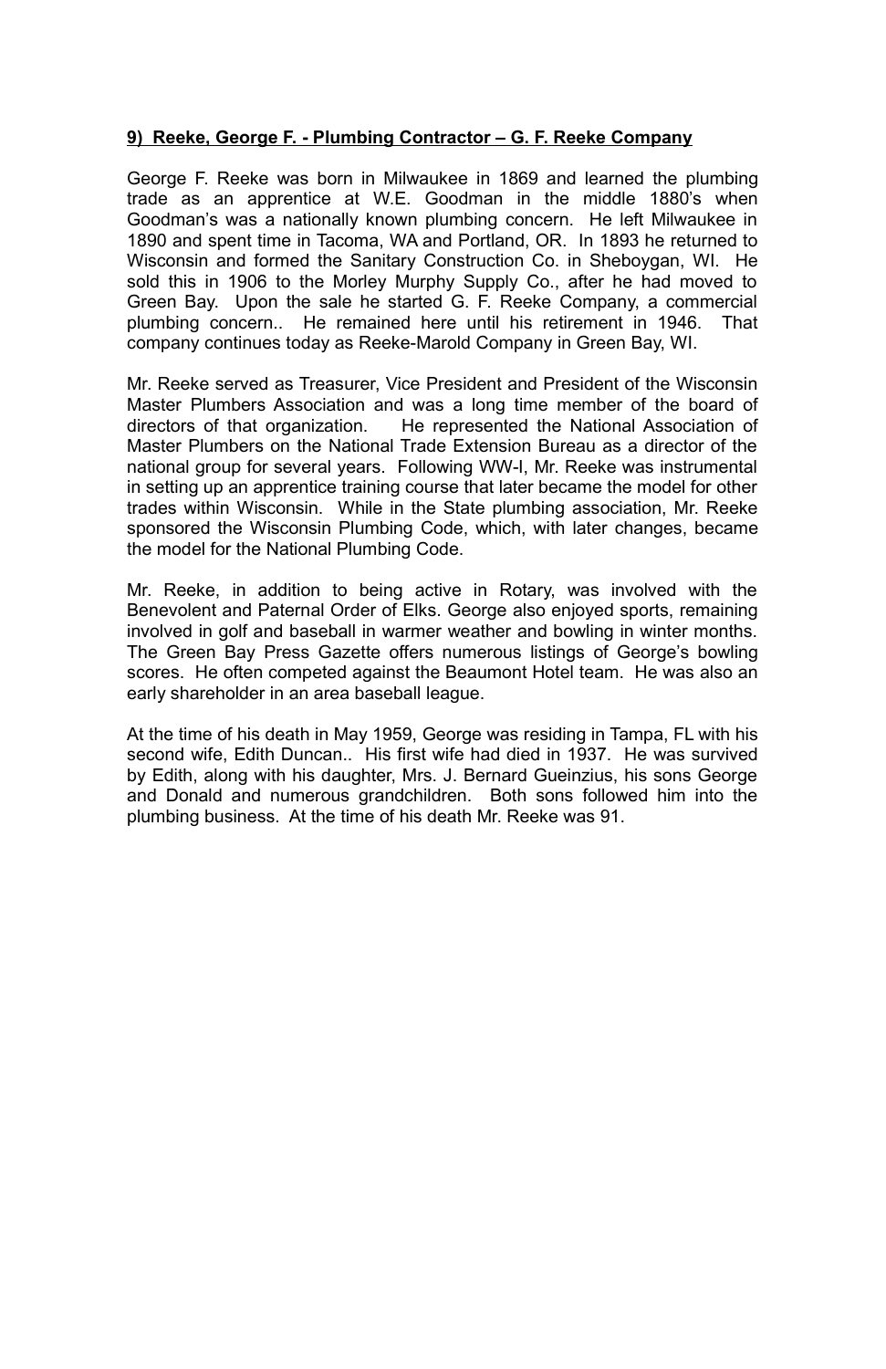**9) Reeke, George F. - Plumbing Contractor – G. F. Reeke Company**

George F. Reeke was born in Milwaukee in 1869 and learned the plumbing trade as an apprentice at W.E. Goodman in the middle 1880's when Goodman's was a nationally known plumbing concern. He left Milwaukee in 1890 and spent time in Tacoma, WA and Portland, OR. In 1893 he returned to Wisconsin and formed the Sanitary Construction Co. in Sheboygan, WI. He sold this in 1906 to the Morley Murphy Supply Co., after he had moved to Green Bay. Upon the sale he started G. F. Reeke Company, a commercial plumbing concern.. He remained here until his retirement in 1946. That company continues today as Reeke-Marold Company in Green Bay, WI.

Mr. Reeke served as Treasurer, Vice President and President of the Wisconsin Master Plumbers Association and was a long time member of the board of directors of that organization. He represented the National Association of Master Plumbers on the National Trade Extension Bureau as a director of the national group for several years. Following WW-I, Mr. Reeke was instrumental in setting up an apprentice training course that later became the model for other trades within Wisconsin. While in the State plumbing association, Mr. Reeke sponsored the Wisconsin Plumbing Code, which, with later changes, became the model for the National Plumbing Code.

Mr. Reeke, in addition to being active in Rotary, was involved with the Benevolent and Paternal Order of Elks. George also enjoyed sports, remaining involved in golf and baseball in warmer weather and bowling in winter months. The Green Bay Press Gazette offers numerous listings of George's bowling scores. He often competed against the Beaumont Hotel team. He was also an early shareholder in an area baseball league.

At the time of his death in May 1959, George was residing in Tampa, FL with his second wife, Edith Duncan.. His first wife had died in 1937. He was survived by Edith, along with his daughter, Mrs. J. Bernard Gueinzius, his sons George and Donald and numerous grandchildren. Both sons followed him into the plumbing business. At the time of his death Mr. Reeke was 91.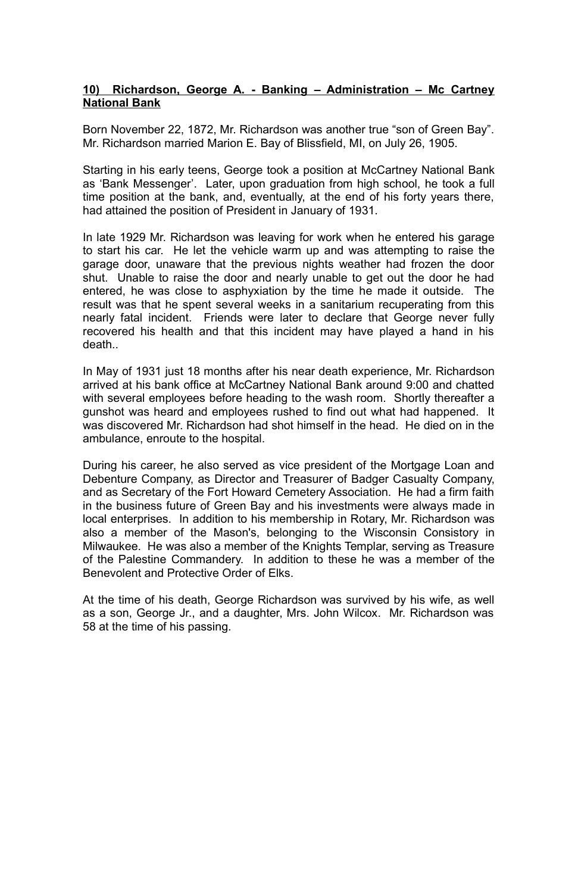**10) Richardson, George A. - Banking – Administration – Mc Cartney National Bank**

Born November 22, 1872, Mr. Richardson was another true "son of Green Bay". Mr. Richardson married Marion E. Bay of Blissfield, MI, on July 26, 1905.

Starting in his early teens, George took a position at McCartney National Bank as 'Bank Messenger'. Later, upon graduation from high school, he took a full time position at the bank, and, eventually, at the end of his forty years there, had attained the position of President in January of 1931.

In late 1929 Mr. Richardson was leaving for work when he entered his garage to start his car. He let the vehicle warm up and was attempting to raise the garage door, unaware that the previous nights weather had frozen the door shut. Unable to raise the door and nearly unable to get out the door he had entered, he was close to asphyxiation by the time he made it outside. The result was that he spent several weeks in a sanitarium recuperating from this nearly fatal incident. Friends were later to declare that George never fully recovered his health and that this incident may have played a hand in his death..

In May of 1931 just 18 months after his near death experience, Mr. Richardson arrived at his bank office at McCartney National Bank around 9:00 and chatted with several employees before heading to the wash room. Shortly thereafter a gunshot was heard and employees rushed to find out what had happened. It was discovered Mr. Richardson had shot himself in the head. He died on in the ambulance, enroute to the hospital.

During his career, he also served as vice president of the Mortgage Loan and Debenture Company, as Director and Treasurer of Badger Casualty Company, and as Secretary of the Fort Howard Cemetery Association. He had a firm faith in the business future of Green Bay and his investments were always made in local enterprises. In addition to his membership in Rotary, Mr. Richardson was also a member of the Mason's, belonging to the Wisconsin Consistory in Milwaukee. He was also a member of the Knights Templar, serving as Treasure of the Palestine Commandery. In addition to these he was a member of the Benevolent and Protective Order of Elks.

At the time of his death, George Richardson was survived by his wife, as well as a son, George Jr., and a daughter, Mrs. John Wilcox. Mr. Richardson was 58 at the time of his passing.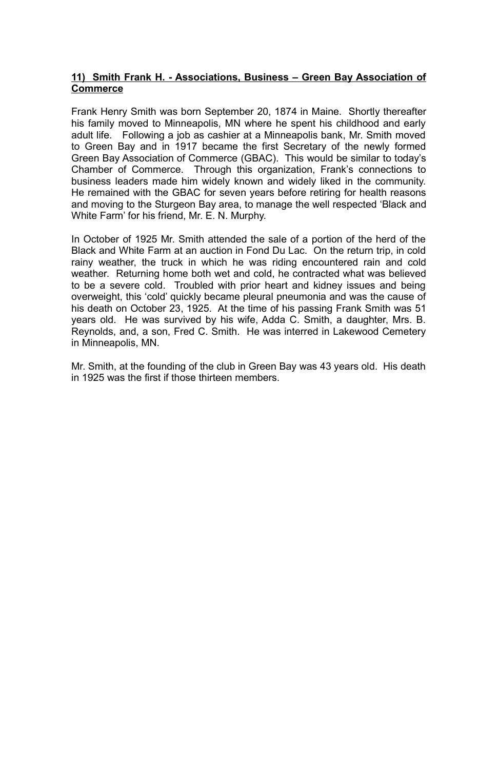**11) Smith Frank H. - Associations, Business – Green Bay Association of Commerce**

Frank Henry Smith was born September 20, 1874 in Maine. Shortly thereafter his family moved to Minneapolis, MN where he spent his childhood and early adult life. Following a job as cashier at a Minneapolis bank, Mr. Smith moved to Green Bay and in 1917 became the first Secretary of the newly formed Green Bay Association of Commerce (GBAC). This would be similar to today's Chamber of Commerce. Through this organization, Frank's connections to business leaders made him widely known and widely liked in the community. He remained with the GBAC for seven years before retiring for health reasons and moving to the Sturgeon Bay area, to manage the well respected 'Black and White Farm' for his friend, Mr. E. N. Murphy.

In October of 1925 Mr. Smith attended the sale of a portion of the herd of the Black and White Farm at an auction in Fond Du Lac. On the return trip, in cold rainy weather, the truck in which he was riding encountered rain and cold weather. Returning home both wet and cold, he contracted what was believed to be a severe cold. Troubled with prior heart and kidney issues and being overweight, this 'cold' quickly became pleural pneumonia and was the cause of his death on October 23, 1925. At the time of his passing Frank Smith was 51 years old. He was survived by his wife, Adda C. Smith, a daughter, Mrs. B. Reynolds, and, a son, Fred C. Smith. He was interred in Lakewood Cemetery in Minneapolis, MN.

Mr. Smith, at the founding of the club in Green Bay was 43 years old. His death in 1925 was the first if those thirteen members.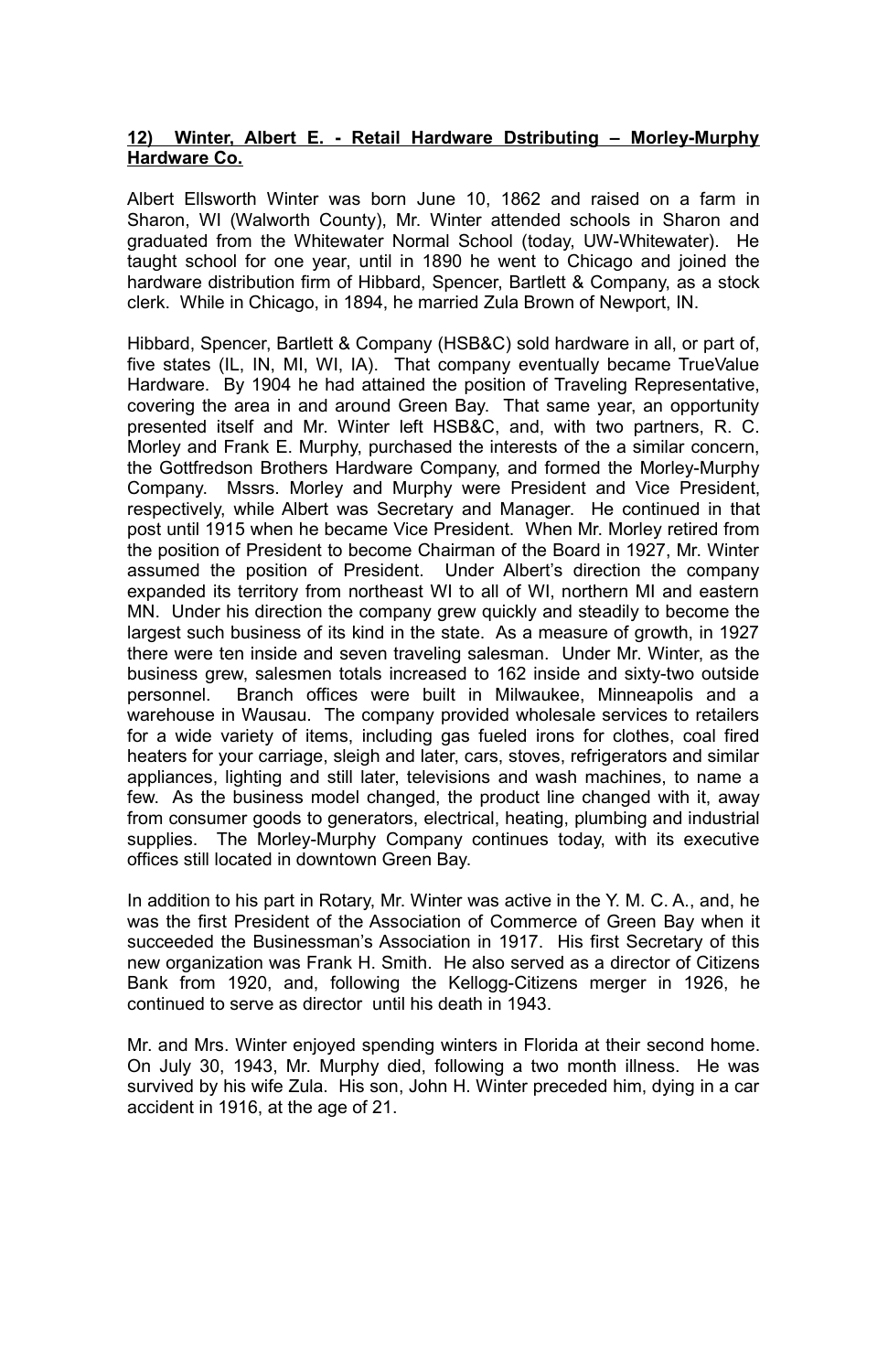**12) Winter, Albert E. - Retail Hardware Dstributing – Morley-Murphy Hardware Co.**

Albert Ellsworth Winter was born June 10, 1862 and raised on a farm in Sharon, WI (Walworth County), Mr. Winter attended schools in Sharon and graduated from the Whitewater Normal School (today, UW-Whitewater). He taught school for one year, until in 1890 he went to Chicago and joined the hardware distribution firm of Hibbard, Spencer, Bartlett & Company, as a stock clerk. While in Chicago, in 1894, he married Zula Brown of Newport, IN.

Hibbard, Spencer, Bartlett & Company (HSB&C) sold hardware in all, or part of, five states (IL, IN, MI, WI, IA). That company eventually became TrueValue Hardware. By 1904 he had attained the position of Traveling Representative, covering the area in and around Green Bay. That same year, an opportunity presented itself and Mr. Winter left HSB&C, and, with two partners, R. C. Morley and Frank E. Murphy, purchased the interests of the a similar concern, the Gottfredson Brothers Hardware Company, and formed the Morley-Murphy Company. Mssrs. Morley and Murphy were President and Vice President, respectively, while Albert was Secretary and Manager. He continued in that post until 1915 when he became Vice President. When Mr. Morley retired from the position of President to become Chairman of the Board in 1927, Mr. Winter assumed the position of President. Under Albert's direction the company expanded its territory from northeast WI to all of WI, northern MI and eastern MN. Under his direction the company grew quickly and steadily to become the largest such business of its kind in the state. As a measure of growth, in 1927 there were ten inside and seven traveling salesman. Under Mr. Winter, as the business grew, salesmen totals increased to 162 inside and sixty-two outside personnel. Branch offices were built in Milwaukee, Minneapolis and a warehouse in Wausau. The company provided wholesale services to retailers for a wide variety of items, including gas fueled irons for clothes, coal fired heaters for your carriage, sleigh and later, cars, stoves, refrigerators and similar appliances, lighting and still later, televisions and wash machines, to name a few. As the business model changed, the product line changed with it, away from consumer goods to generators, electrical, heating, plumbing and industrial supplies. The Morley-Murphy Company continues today, with its executive offices still located in downtown Green Bay.

In addition to his part in Rotary, Mr. Winter was active in the Y. M. C. A., and, he was the first President of the Association of Commerce of Green Bay when it succeeded the Businessman's Association in 1917. His first Secretary of this new organization was Frank H. Smith. He also served as a director of Citizens Bank from 1920, and, following the Kellogg-Citizens merger in 1926, he continued to serve as director until his death in 1943.

Mr. and Mrs. Winter enjoyed spending winters in Florida at their second home. On July 30, 1943, Mr. Murphy died, following a two month illness. He was survived by his wife Zula. His son, John H. Winter preceded him, dying in a car accident in 1916, at the age of 21.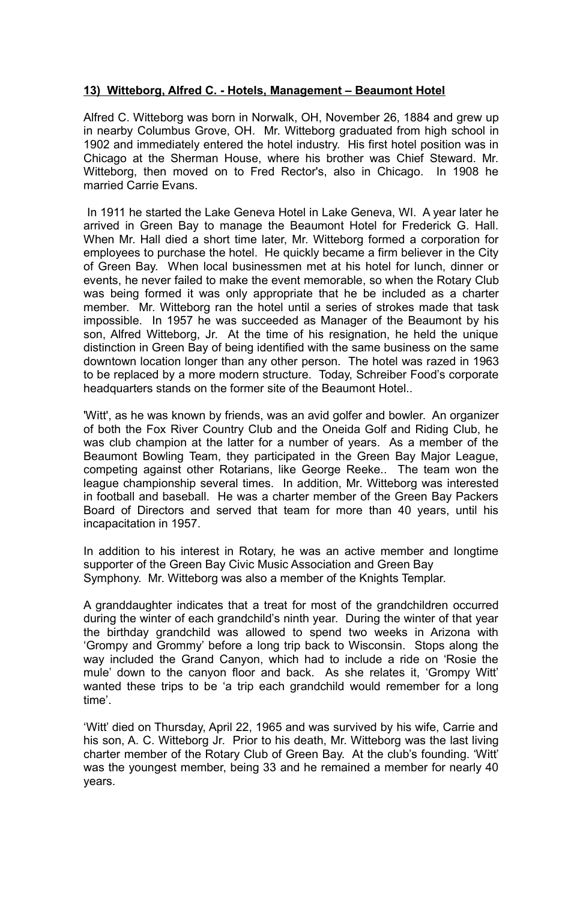**13) Witteborg, Alfred C. - Hotels, Management – Beaumont Hotel**

Alfred C. Witteborg was born in Norwalk, OH, November 26, 1884 and grew up in nearby Columbus Grove, OH. Mr. Witteborg graduated from high school in 1902 and immediately entered the hotel industry. His first hotel position was in Chicago at the Sherman House, where his brother was Chief Steward. Mr. Witteborg, then moved on to Fred Rector's, also in Chicago. In 1908 he married Carrie Evans.

In 1911 he started the Lake Geneva Hotel in Lake Geneva, WI. A year later he arrived in Green Bay to manage the Beaumont Hotel for Frederick G. Hall. When Mr. Hall died a short time later, Mr. Witteborg formed a corporation for employees to purchase the hotel. He quickly became a firm believer in the City of Green Bay. When local businessmen met at his hotel for lunch, dinner or events, he never failed to make the event memorable, so when the Rotary Club was being formed it was only appropriate that he be included as a charter member. Mr. Witteborg ran the hotel until a series of strokes made that task impossible. In 1957 he was succeeded as Manager of the Beaumont by his son, Alfred Witteborg, Jr. At the time of his resignation, he held the unique distinction in Green Bay of being identified with the same business on the same downtown location longer than any other person. The hotel was razed in 1963 to be replaced by a more modern structure. Today, Schreiber Food's corporate headquarters stands on the former site of the Beaumont Hotel..

'Witt', as he was known by friends, was an avid golfer and bowler. An organizer of both the Fox River Country Club and the Oneida Golf and Riding Club, he was club champion at the latter for a number of years. As a member of the Beaumont Bowling Team, they participated in the Green Bay Major League, competing against other Rotarians, like George Reeke.. The team won the league championship several times. In addition, Mr. Witteborg was interested in football and baseball. He was a charter member of the Green Bay Packers Board of Directors and served that team for more than 40 years, until his incapacitation in 1957.

In addition to his interest in Rotary, he was an active member and longtime supporter of the Green Bay Civic Music Association and Green Bay Symphony. Mr. Witteborg was also a member of the Knights Templar.

A granddaughter indicates that a treat for most of the grandchildren occurred during the winter of each grandchild's ninth year. During the winter of that year the birthday grandchild was allowed to spend two weeks in Arizona with 'Grompy and Grommy' before a long trip back to Wisconsin. Stops along the way included the Grand Canyon, which had to include a ride on 'Rosie the mule' down to the canyon floor and back. As she relates it, 'Grompy Witt' wanted these trips to be 'a trip each grandchild would remember for a long time'.

'Witt' died on Thursday, April 22, 1965 and was survived by his wife, Carrie and his son, A. C. Witteborg Jr. Prior to his death, Mr. Witteborg was the last living charter member of the Rotary Club of Green Bay. At the club's founding. 'Witt' was the youngest member, being 33 and he remained a member for nearly 40 years.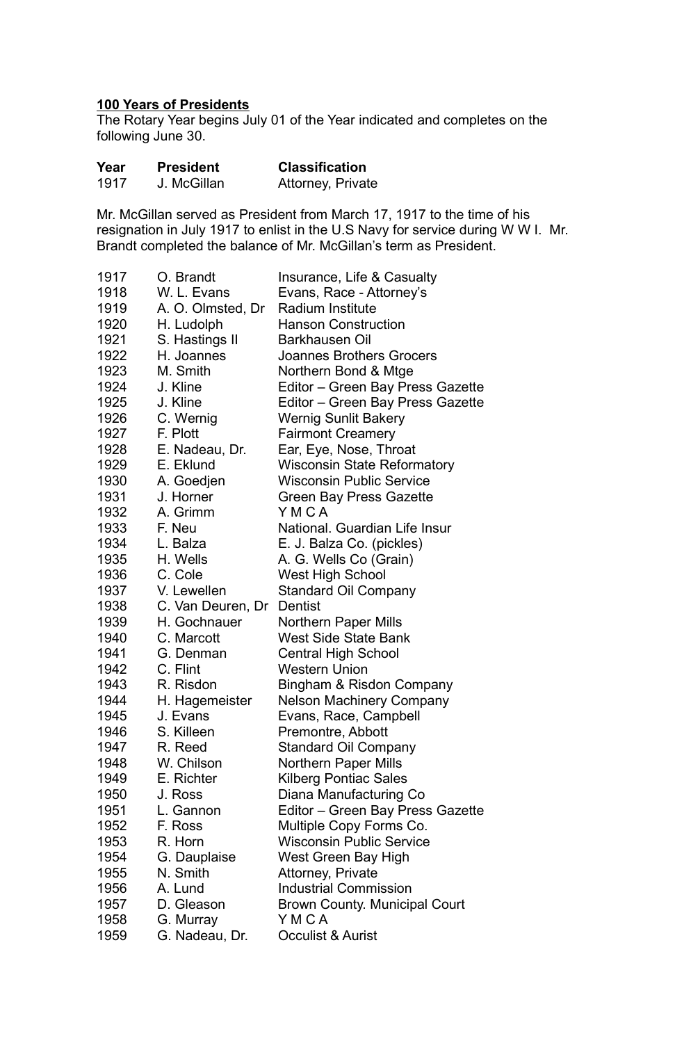**100 Years of Presidents**

The Rotary Year begins July 01 of the Year indicated and completes on the following June 30.

| Year | President | Classification |
|---|---|---|
| 1917 | J. McGillan | Attorney, Private |

Mr. McGillan served as President from March 17, 1917 to the time of his resignation in July 1917 to enlist in the U.S Navy for service during W W I. Mr. Brandt completed the balance of Mr. McGillan's term as President.

| Year | President | Classification |
|---|---|---|
| 1917 | O. Brandt | Insurance, Life & Casualty |
| 1918 | W. L. Evans | Evans, Race - Attorney's |
| 1919 | A. O. Olmsted, Dr | Radium Institute |
| 1920 | H. Ludolph | Hanson Construction |
| 1921 | S. Hastings II | Barkhausen Oil |
| 1922 | H. Joannes | Joannes Brothers Grocers |
| 1923 | M. Smith | Northern Bond & Mtge |
| 1924 | J. Kline | Editor – Green Bay Press Gazette |
| 1925 | J. Kline | Editor – Green Bay Press Gazette |
| 1926 | C. Wernig | Wernig Sunlit Bakery |
| 1927 | F. Plott | Fairmont Creamery |
| 1928 | E. Nadeau, Dr. | Ear, Eye, Nose, Throat |
| 1929 | E. Eklund | Wisconsin State Reformatory |
| 1930 | A. Goedjen | Wisconsin Public Service |
| 1931 | J. Horner | Green Bay Press Gazette |
| 1932 | A. Grimm | Y M C A |
| 1933 | F. Neu | National. Guardian Life Insur |
| 1934 | L. Balza | E. J. Balza Co. (pickles) |
| 1935 | H. Wells | A. G. Wells Co (Grain) |
| 1936 | C. Cole | West High School |
| 1937 | V. Lewellen | Standard Oil Company |
| 1938 | C. Van Deuren, Dr | Dentist |
| 1939 | H. Gochnauer | Northern Paper Mills |
| 1940 | C. Marcott | West Side State Bank |
| 1941 | G. Denman | Central High School |
| 1942 | C. Flint | Western Union |
| 1943 | R. Risdon | Bingham & Risdon Company |
| 1944 | H. Hagemeister | Nelson Machinery Company |
| 1945 | J. Evans | Evans, Race, Campbell |
| 1946 | S. Killeen | Premontre, Abbott |
| 1947 | R. Reed | Standard Oil Company |
| 1948 | W. Chilson | Northern Paper Mills |
| 1949 | E. Richter | Kilberg Pontiac Sales |
| 1950 | J. Ross | Diana Manufacturing Co |
| 1951 | L. Gannon | Editor – Green Bay Press Gazette |
| 1952 | F. Ross | Multiple Copy Forms Co. |
| 1953 | R. Horn | Wisconsin Public Service |
| 1954 | G. Dauplaise | West Green Bay High |
| 1955 | N. Smith | Attorney, Private |
| 1956 | A. Lund | Industrial Commission |
| 1957 | D. Gleason | Brown County. Municipal Court |
| 1958 | G. Murray | Y M C A |
| 1959 | G. Nadeau, Dr. | Occulist & Aurist |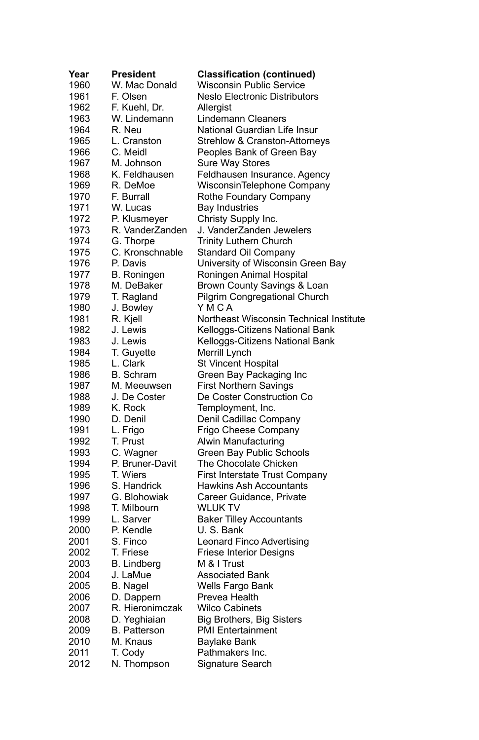| Year | President | Classification (continued) |
| --- | --- | --- |
| 1960 | W. Mac Donald | Wisconsin Public Service |
| 1961 | F. Olsen | Neslo Electronic Distributors |
| 1962 | F. Kuehl, Dr. | Allergist |
| 1963 | W. Lindemann | Lindemann Cleaners |
| 1964 | R. Neu | National Guardian Life Insur |
| 1965 | L. Cranston | Strehlow & Cranston-Attorneys |
| 1966 | C. Meidl | Peoples Bank of Green Bay |
| 1967 | M. Johnson | Sure Way Stores |
| 1968 | K. Feldhausen | Feldhausen Insurance. Agency |
| 1969 | R. DeMoe | WisconsinTelephone Company |
| 1970 | F. Burrall | Rothe Foundary Company |
| 1971 | W. Lucas | Bay Industries |
| 1972 | P. Klusmeyer | Christy Supply Inc. |
| 1973 | R. VanderZanden | J. VanderZanden Jewelers |
| 1974 | G. Thorpe | Trinity Luthern Church |
| 1975 | C. Kronschnable | Standard Oil Company |
| 1976 | P. Davis | University of Wisconsin Green Bay |
| 1977 | B. Roningen | Roningen Animal Hospital |
| 1978 | M. DeBaker | Brown County Savings & Loan |
| 1979 | T. Ragland | Pilgrim Congregational Church |
| 1980 | J. Bowley | Y M C A |
| 1981 | R. Kjell | Northeast Wisconsin Technical Institute |
| 1982 | J. Lewis | Kelloggs-Citizens National Bank |
| 1983 | J. Lewis | Kelloggs-Citizens National Bank |
| 1984 | T. Guyette | Merrill Lynch |
| 1985 | L. Clark | St Vincent Hospital |
| 1986 | B. Schram | Green Bay Packaging Inc |
| 1987 | M. Meeuwsen | First Northern Savings |
| 1988 | J. De Coster | De Coster Construction Co |
| 1989 | K. Rock | Templyment, Inc. |
| 1990 | D. Denil | Denil Cadillac Company |
| 1991 | L. Frigo | Frigo Cheese Company |
| 1992 | T. Prust | Alwin Manufacturing |
| 1993 | C. Wagner | Green Bay Public Schools |
| 1994 | P. Bruner-Davit | The Chocolate Chicken |
| 1995 | T. Wiers | First Interstate Trust Company |
| 1996 | S. Handrick | Hawkins Ash Accountants |
| 1997 | G. Blohowiak | Career Guidance, Private |
| 1998 | T. Milbourn | WLUK TV |
| 1999 | L. Sarver | Baker Tilley Accountants |
| 2000 | P. Kendle | U. S. Bank |
| 2001 | S. Finco | Leonard Finco Advertising |
| 2002 | T. Friese | Friese Interior Designs |
| 2003 | B. Lindberg | M & I Trust |
| 2004 | J. LaMue | Associated Bank |
| 2005 | B. Nagel | Wells Fargo Bank |
| 2006 | D. Dappern | Prevea Health |
| 2007 | R. Hieronimczak | Wilco Cabinets |
| 2008 | D. Yeghiaian | Big Brothers, Big Sisters |
| 2009 | B. Patterson | PMI Entertainment |
| 2010 | M. Knaus | Baylake Bank |
| 2011 | T. Cody | Pathmakers Inc. |
| 2012 | N. Thompson | Signature Search |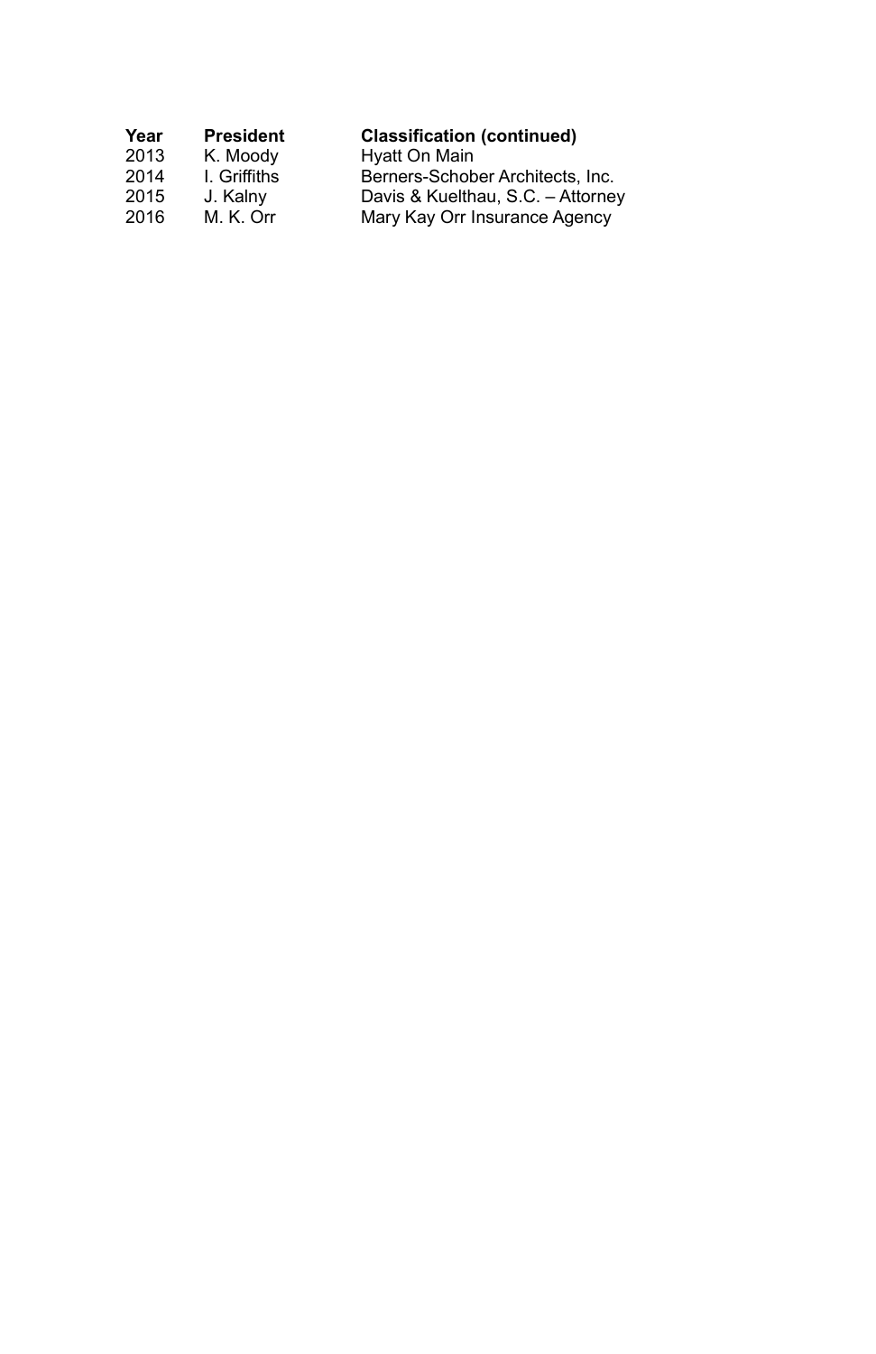| Year | President | Classification (continued) |
| --- | --- | --- |
| 2013 | K. Moody | Hyatt On Main |
| 2014 | I. Griffiths | Berners-Schober Architects, Inc. |
| 2015 | J. Kalny | Davis & Kuelthau, S.C. – Attorney |
| 2016 | M. K. Orr | Mary Kay Orr Insurance Agency |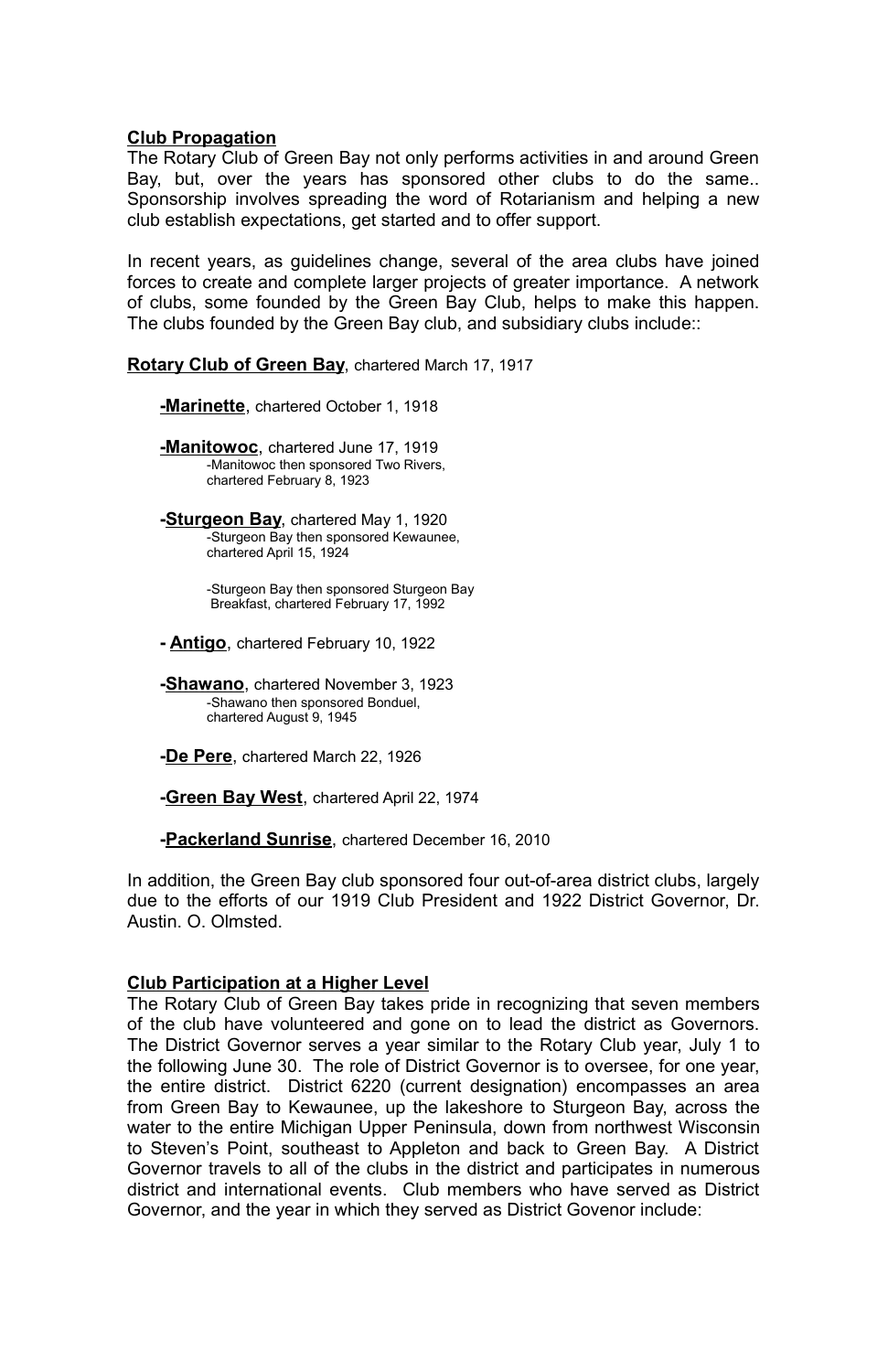**Club Propagation**

The Rotary Club of Green Bay not only performs activities in and around Green Bay, but, over the years has sponsored other clubs to do the same.. Sponsorship involves spreading the word of Rotarianism and helping a new club establish expectations, get started and to offer support.

In recent years, as guidelines change, several of the area clubs have joined forces to create and complete larger projects of greater importance. A network of clubs, some founded by the Green Bay Club, helps to make this happen. The clubs founded by the Green Bay club, and subsidiary clubs include::

**Rotary Club of Green Bay**, chartered March 17, 1917

- **Marinette**, chartered October 1, 1918
- **Manitowoc**, chartered June 17, 1919
  - Manitowoc then sponsored Two Rivers, chartered February 8, 1923
- **Sturgeon Bay**, chartered May 1, 1920
  - Sturgeon Bay then sponsored Kewaunee, chartered April 15, 1924
  - Sturgeon Bay then sponsored Sturgeon Bay Breakfast, chartered February 17, 1992
- **Antigo**, chartered February 10, 1922
- **Shawano**, chartered November 3, 1923
  - Shawano then sponsored Bonduel, chartered August 9, 1945
- **De Pere**, chartered March 22, 1926
- **Green Bay West**, chartered April 22, 1974
- **Packerland Sunrise**, chartered December 16, 2010

In addition, the Green Bay club sponsored four out-of-area district clubs, largely due to the efforts of our 1919 Club President and 1922 District Governor, Dr. Austin. O. Olmsted.

**Club Participation at a Higher Level**

The Rotary Club of Green Bay takes pride in recognizing that seven members of the club have volunteered and gone on to lead the district as Governors. The District Governor serves a year similar to the Rotary Club year, July 1 to the following June 30. The role of District Governor is to oversee, for one year, the entire district. District 6220 (current designation) encompasses an area from Green Bay to Kewaunee, up the lakeshore to Sturgeon Bay, across the water to the entire Michigan Upper Peninsula, down from northwest Wisconsin to Steven's Point, southeast to Appleton and back to Green Bay. A District Governor travels to all of the clubs in the district and participates in numerous district and international events. Club members who have served as District Governor, and the year in which they served as District Govenor include: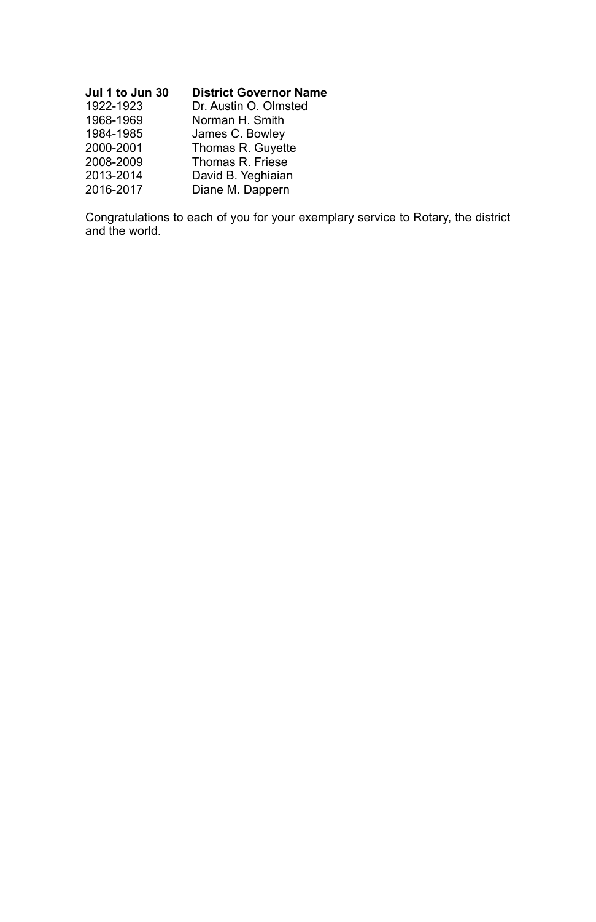| Jul 1 to Jun 30 | District Governor Name |
| --- | --- |
| 1922-1923 | Dr. Austin O. Olmsted |
| 1968-1969 | Norman H. Smith |
| 1984-1985 | James C. Bowley |
| 2000-2001 | Thomas R. Guyette |
| 2008-2009 | Thomas R. Friese |
| 2013-2014 | David B. Yeghiaian |
| 2016-2017 | Diane M. Dappern |

Congratulations to each of you for your exemplary service to Rotary, the district and the world.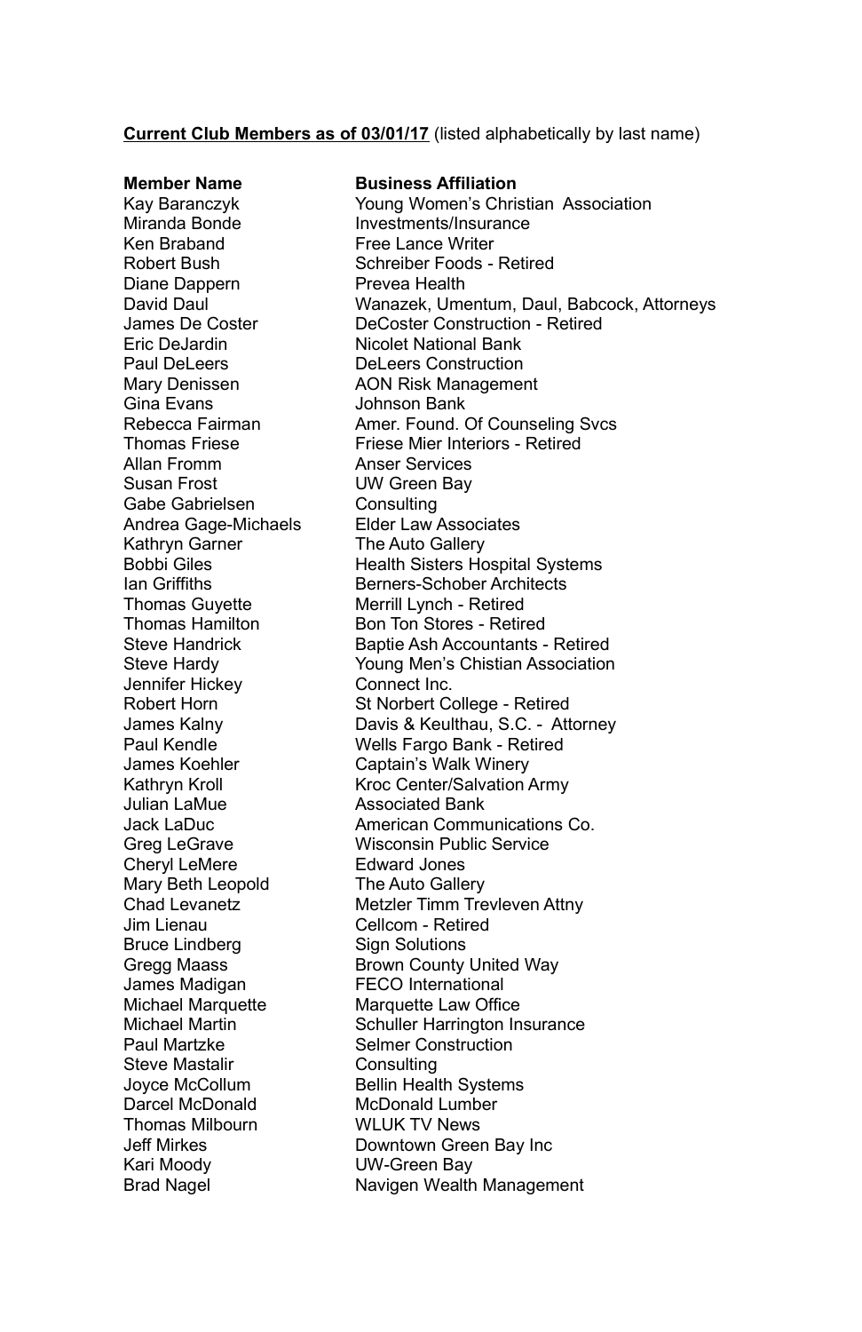**<u>Current Club Members as of 03/01/17</u>** (listed alphabetically by last name)

| **Member Name** | **Business Affiliation** |
|---|---|
| Kay Baranczyk | Young Women's Christian  Association |
| Miranda Bonde | Investments/Insurance |
| Ken Braband | Free Lance Writer |
| Robert Bush | Schreiber Foods - Retired |
| Diane Dappern | Prevea Health |
| David Daul | Wanazek, Umentum, Daul, Babcock, Attorneys |
| James De Coster | DeCoster Construction - Retired |
| Eric DeJardin | Nicolet National Bank |
| Paul DeLeers | DeLeers Construction |
| Mary Denissen | AON Risk Management |
| Gina Evans | Johnson Bank |
| Rebecca Fairman | Amer. Found. Of Counseling Svcs |
| Thomas Friese | Friese Mier Interiors - Retired |
| Allan Fromm | Anser Services |
| Susan Frost | UW Green Bay |
| Gabe Gabrielsen | Consulting |
| Andrea Gage-Michaels | Elder Law Associates |
| Kathryn Garner | The Auto Gallery |
| Bobbi Giles | Health Sisters Hospital Systems |
| Ian Griffiths | Berners-Schober Architects |
| Thomas Guyette | Merrill Lynch - Retired |
| Thomas Hamilton | Bon Ton Stores - Retired |
| Steve Handrick | Baptie Ash Accountants - Retired |
| Steve Hardy | Young Men's Chistian Association |
| Jennifer Hickey | Connect Inc. |
| Robert Horn | St Norbert College - Retired |
| James Kalny | Davis & Keulthau, S.C. -  Attorney |
| Paul Kendle | Wells Fargo Bank - Retired |
| James Koehler | Captain's Walk Winery |
| Kathryn Kroll | Kroc Center/Salvation Army |
| Julian LaMue | Associated Bank |
| Jack LaDuc | American Communications Co. |
| Greg LeGrave | Wisconsin Public Service |
| Cheryl LeMere | Edward Jones |
| Mary Beth Leopold | The Auto Gallery |
| Chad Levanetz | Metzler Timm Trevleven Attny |
| Jim Lienau | Cellcom - Retired |
| Bruce Lindberg | Sign Solutions |
| Gregg Maass | Brown County United Way |
| James Madigan | FECO International |
| Michael Marquette | Marquette Law Office |
| Michael Martin | Schuller Harrington Insurance |
| Paul Martzke | Selmer Construction |
| Steve Mastalir | Consulting |
| Joyce McCollum | Bellin Health Systems |
| Darcel McDonald | McDonald Lumber |
| Thomas Milbourn | WLUK TV News |
| Jeff Mirkes | Downtown Green Bay Inc |
| Kari Moody | UW-Green Bay |
| Brad Nagel | Navigen Wealth Management |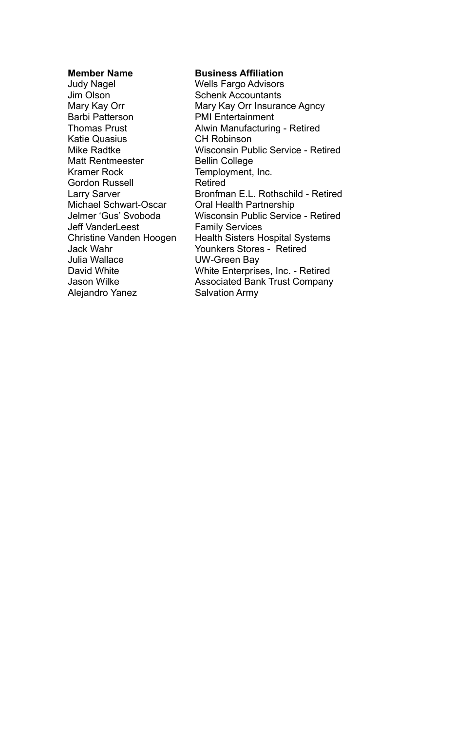| **Member Name** | **Business Affiliation** |
| --- | --- |
| Judy Nagel | Wells Fargo Advisors |
| Jim Olson | Schenk Accountants |
| Mary Kay Orr | Mary Kay Orr Insurance Agncy |
| Barbi Patterson | PMI Entertainment |
| Thomas Prust | Alwin Manufacturing - Retired |
| Katie Quasius | CH Robinson |
| Mike Radtke | Wisconsin Public Service - Retired |
| Matt Rentmeester | Bellin College |
| Kramer Rock | Templоyment, Inc. |
| Gordon Russell | Retired |
| Larry Sarver | Bronfman E.L. Rothschild - Retired |
| Michael Schwart-Oscar | Oral Health Partnership |
| Jelmer 'Gus' Svoboda | Wisconsin Public Service - Retired |
| Jeff VanderLeest | Family Services |
| Christine Vanden Hoogen | Health Sisters Hospital Systems |
| Jack Wahr | Younkers Stores - Retired |
| Julia Wallace | UW-Green Bay |
| David White | White Enterprises, Inc. - Retired |
| Jason Wilke | Associated Bank Trust Company |
| Alejandro Yanez | Salvation Army |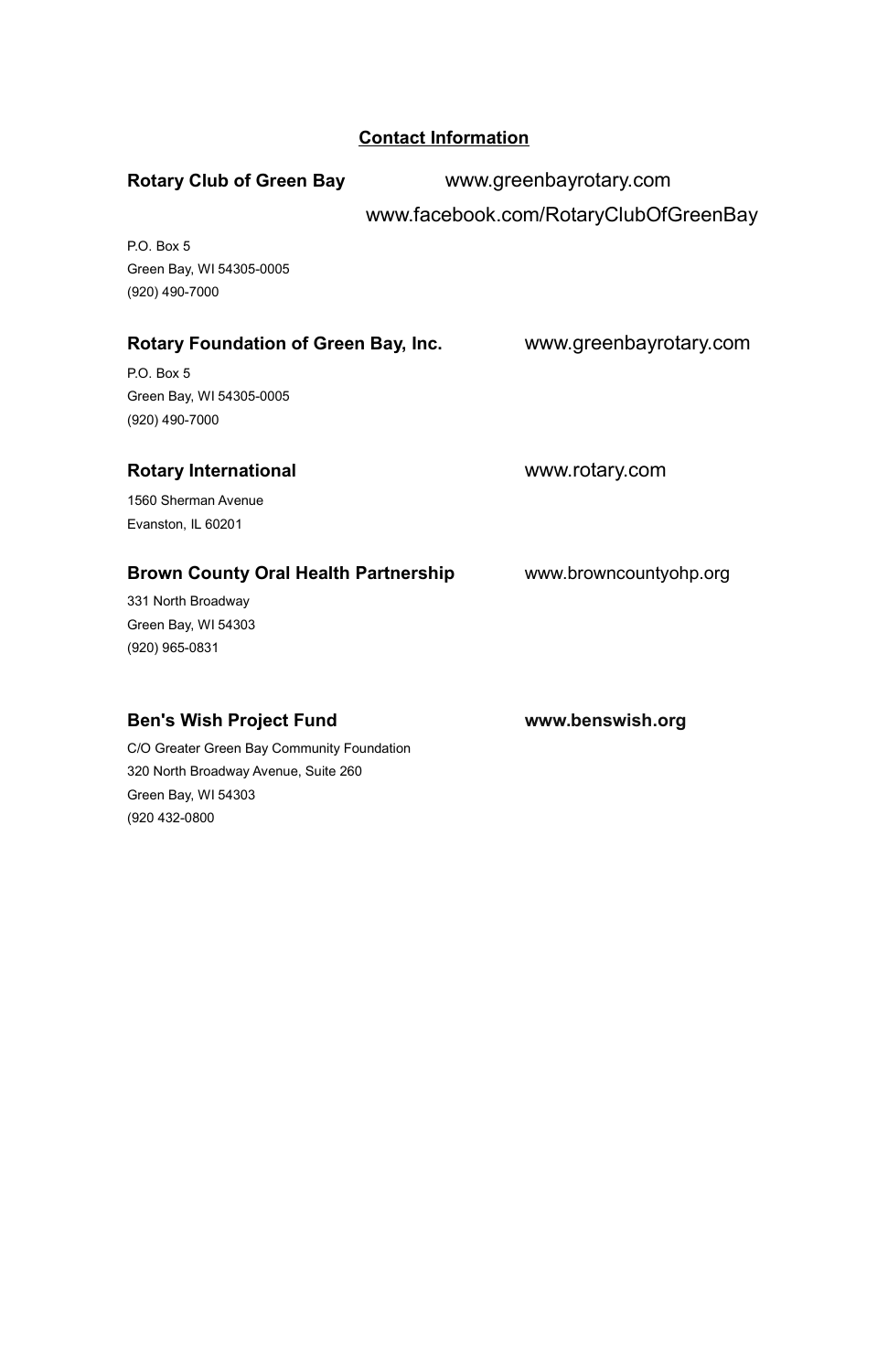## Contact Information

**Rotary Club of Green Bay** www.greenbayrotary.com
www.facebook.com/RotaryClubOfGreenBay

P.O. Box 5
Green Bay, WI 54305-0005
(920) 490-7000

**Rotary Foundation of Green Bay, Inc.** www.greenbayrotary.com

P.O. Box 5
Green Bay, WI 54305-0005
(920) 490-7000

**Rotary International** www.rotary.com

1560 Sherman Avenue
Evanston, IL 60201

**Brown County Oral Health Partnership** www.browncountyohp.org

331 North Broadway
Green Bay, WI 54303
(920) 965-0831

**Ben's Wish Project Fund** **www.benswish.org**

C/O Greater Green Bay Community Foundation
320 North Broadway Avenue, Suite 260
Green Bay, WI 54303
(920 432-0800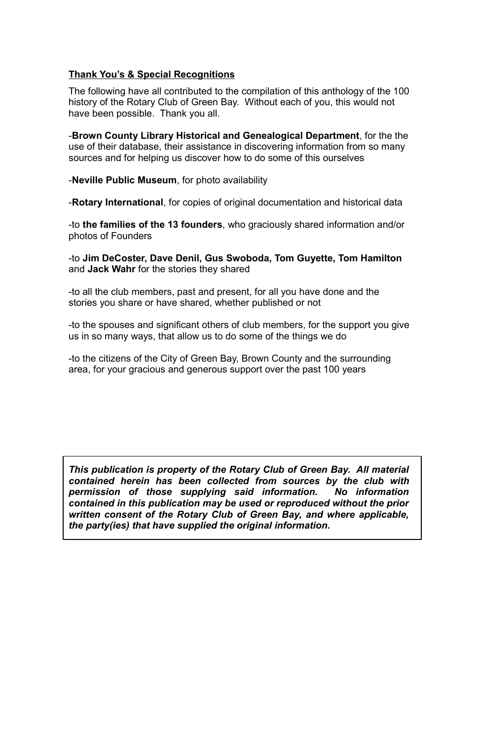**Thank You's & Special Recognitions**

The following have all contributed to the compilation of this anthology of the 100 history of the Rotary Club of Green Bay. Without each of you, this would not have been possible. Thank you all.

-**Brown County Library Historical and Genealogical Department**, for the the use of their database, their assistance in discovering information from so many sources and for helping us discover how to do some of this ourselves

-**Neville Public Museum**, for photo availability

-**Rotary International**, for copies of original documentation and historical data

-to **the families of the 13 founders**, who graciously shared information and/or photos of Founders

-to **Jim DeCoster, Dave Denil, Gus Swoboda, Tom Guyette, Tom Hamilton** and **Jack Wahr** for the stories they shared

-to all the club members, past and present, for all you have done and the stories you share or have shared, whether published or not

-to the spouses and significant others of club members, for the support you give us in so many ways, that allow us to do some of the things we do

-to the citizens of the City of Green Bay, Brown County and the surrounding area, for your gracious and generous support over the past 100 years

***This publication is property of the Rotary Club of Green Bay. All material contained herein has been collected from sources by the club with permission of those supplying said information. No information contained in this publication may be used or reproduced without the prior written consent of the Rotary Club of Green Bay, and where applicable, the party(ies) that have supplied the original information.***